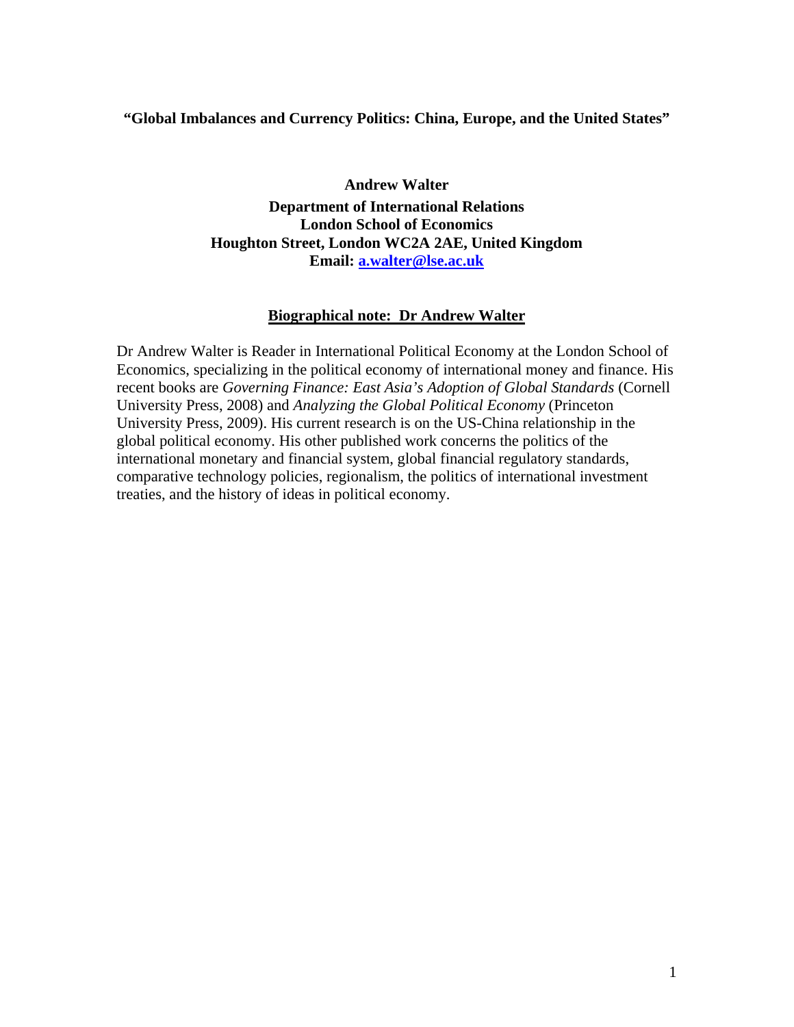**"Global Imbalances and Currency Politics: China, Europe, and the United States"**

**Andrew Walter**

**Department of International Relations**
**London School of Economics**
**Houghton Street, London WC2A 2AE, United Kingdom**
**Email: a.walter@lse.ac.uk**

## Biographical note: Dr Andrew Walter

Dr Andrew Walter is Reader in International Political Economy at the London School of Economics, specializing in the political economy of international money and finance. His recent books are *Governing Finance: East Asia's Adoption of Global Standards* (Cornell University Press, 2008) and *Analyzing the Global Political Economy* (Princeton University Press, 2009). His current research is on the US-China relationship in the global political economy. His other published work concerns the politics of the international monetary and financial system, global financial regulatory standards, comparative technology policies, regionalism, the politics of international investment treaties, and the history of ideas in political economy.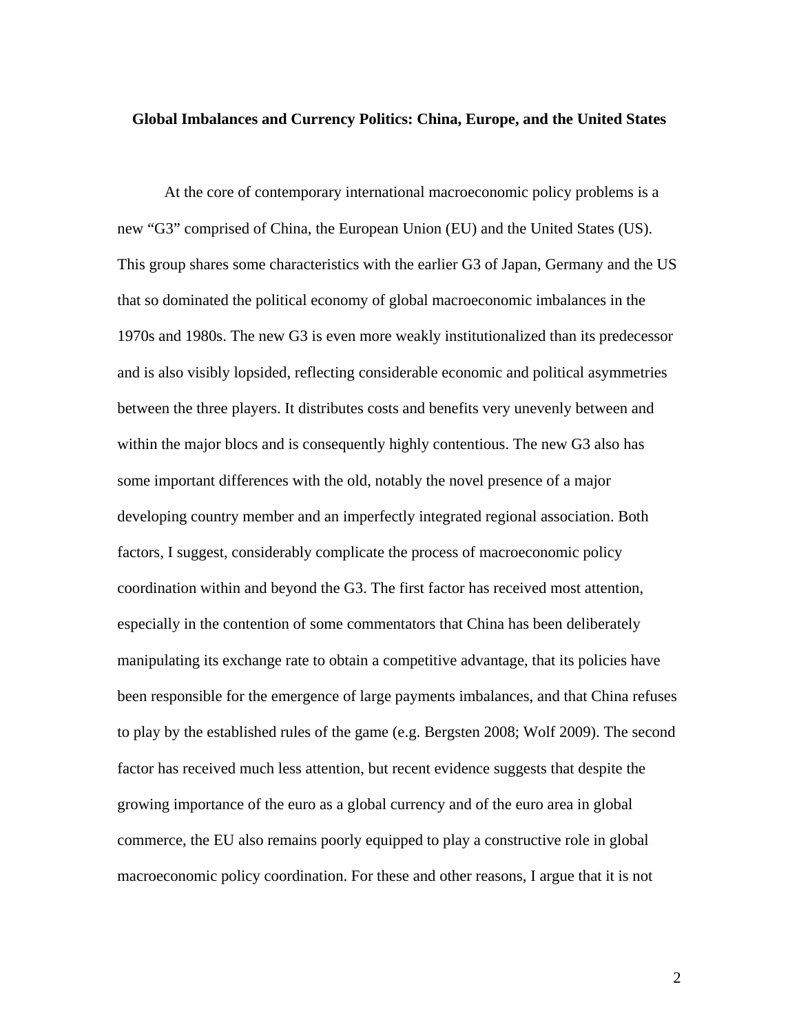**Global Imbalances and Currency Politics: China, Europe, and the United States**

At the core of contemporary international macroeconomic policy problems is a new "G3" comprised of China, the European Union (EU) and the United States (US). This group shares some characteristics with the earlier G3 of Japan, Germany and the US that so dominated the political economy of global macroeconomic imbalances in the 1970s and 1980s. The new G3 is even more weakly institutionalized than its predecessor and is also visibly lopsided, reflecting considerable economic and political asymmetries between the three players. It distributes costs and benefits very unevenly between and within the major blocs and is consequently highly contentious. The new G3 also has some important differences with the old, notably the novel presence of a major developing country member and an imperfectly integrated regional association. Both factors, I suggest, considerably complicate the process of macroeconomic policy coordination within and beyond the G3. The first factor has received most attention, especially in the contention of some commentators that China has been deliberately manipulating its exchange rate to obtain a competitive advantage, that its policies have been responsible for the emergence of large payments imbalances, and that China refuses to play by the established rules of the game (e.g. Bergsten 2008; Wolf 2009). The second factor has received much less attention, but recent evidence suggests that despite the growing importance of the euro as a global currency and of the euro area in global commerce, the EU also remains poorly equipped to play a constructive role in global macroeconomic policy coordination. For these and other reasons, I argue that it is not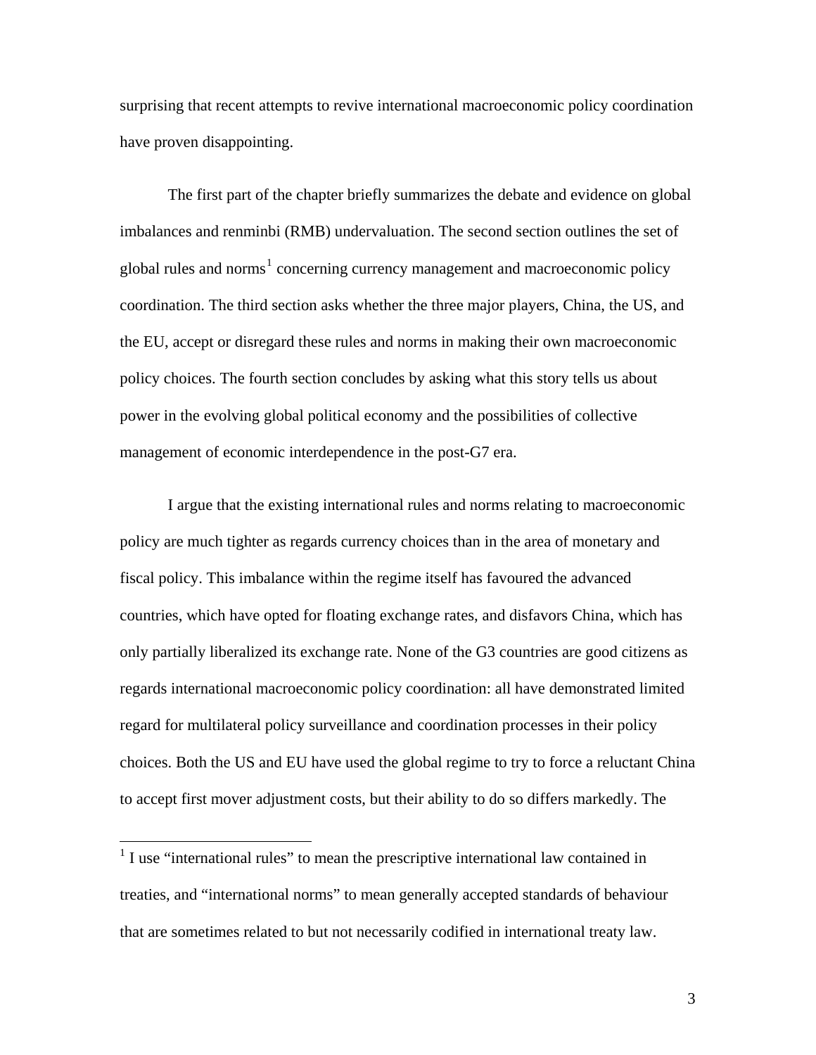surprising that recent attempts to revive international macroeconomic policy coordination have proven disappointing.

The first part of the chapter briefly summarizes the debate and evidence on global imbalances and renminbi (RMB) undervaluation. The second section outlines the set of global rules and norms[1] concerning currency management and macroeconomic policy coordination. The third section asks whether the three major players, China, the US, and the EU, accept or disregard these rules and norms in making their own macroeconomic policy choices. The fourth section concludes by asking what this story tells us about power in the evolving global political economy and the possibilities of collective management of economic interdependence in the post-G7 era.

I argue that the existing international rules and norms relating to macroeconomic policy are much tighter as regards currency choices than in the area of monetary and fiscal policy. This imbalance within the regime itself has favoured the advanced countries, which have opted for floating exchange rates, and disfavors China, which has only partially liberalized its exchange rate. None of the G3 countries are good citizens as regards international macroeconomic policy coordination: all have demonstrated limited regard for multilateral policy surveillance and coordination processes in their policy choices. Both the US and EU have used the global regime to try to force a reluctant China to accept first mover adjustment costs, but their ability to do so differs markedly. The

[1] I use "international rules" to mean the prescriptive international law contained in treaties, and "international norms" to mean generally accepted standards of behaviour that are sometimes related to but not necessarily codified in international treaty law.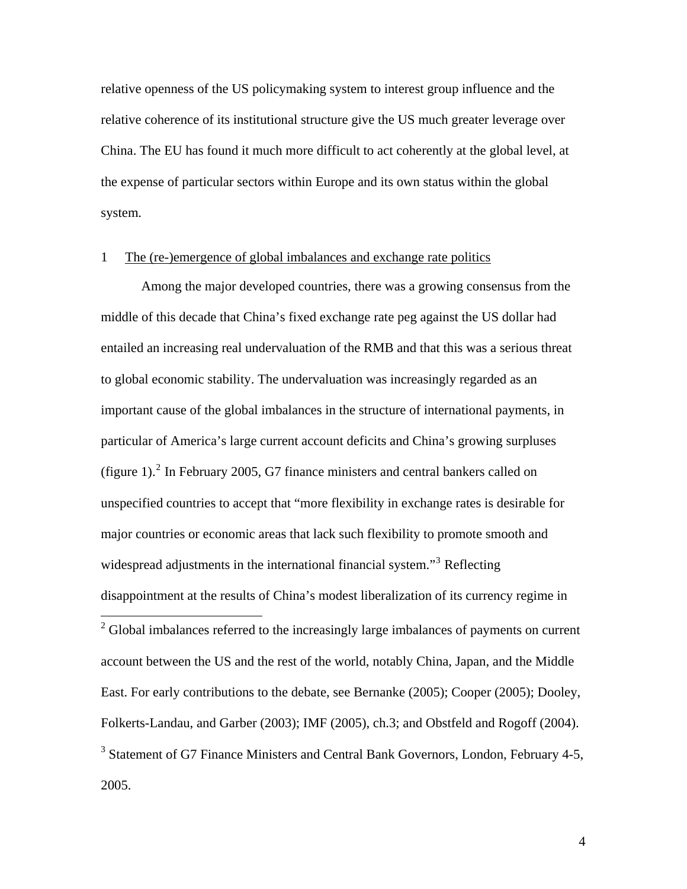relative openness of the US policymaking system to interest group influence and the relative coherence of its institutional structure give the US much greater leverage over China. The EU has found it much more difficult to act coherently at the global level, at the expense of particular sectors within Europe and its own status within the global system.

## 1 The (re-)emergence of global imbalances and exchange rate politics

Among the major developed countries, there was a growing consensus from the middle of this decade that China's fixed exchange rate peg against the US dollar had entailed an increasing real undervaluation of the RMB and that this was a serious threat to global economic stability. The undervaluation was increasingly regarded as an important cause of the global imbalances in the structure of international payments, in particular of America's large current account deficits and China's growing surpluses (figure 1).[2] In February 2005, G7 finance ministers and central bankers called on unspecified countries to accept that "more flexibility in exchange rates is desirable for major countries or economic areas that lack such flexibility to promote smooth and widespread adjustments in the international financial system."[3] Reflecting disappointment at the results of China's modest liberalization of its currency regime in

---

[2] Global imbalances referred to the increasingly large imbalances of payments on current account between the US and the rest of the world, notably China, Japan, and the Middle East. For early contributions to the debate, see Bernanke (2005); Cooper (2005); Dooley, Folkerts-Landau, and Garber (2003); IMF (2005), ch.3; and Obstfeld and Rogoff (2004).

[3] Statement of G7 Finance Ministers and Central Bank Governors, London, February 4-5, 2005.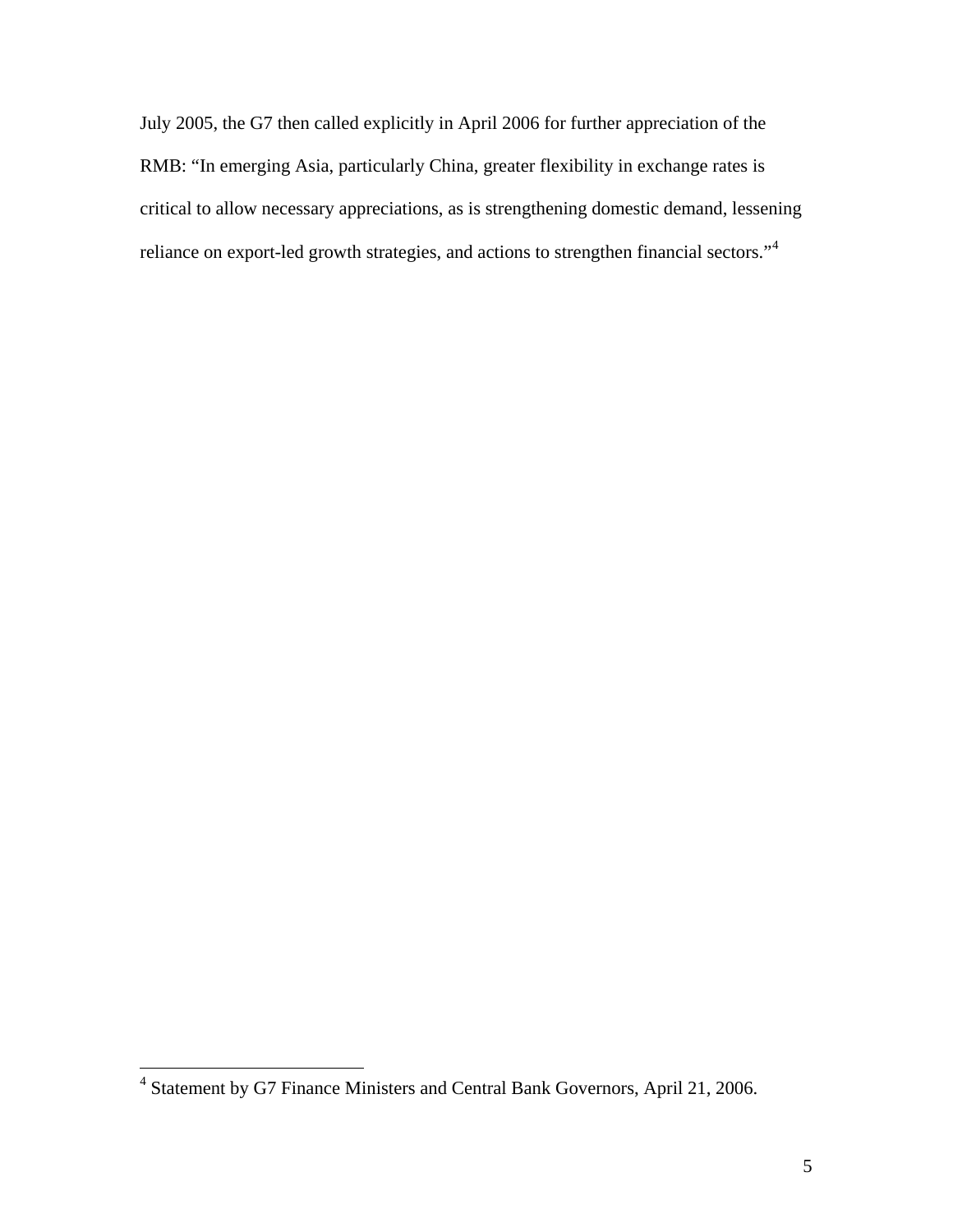July 2005, the G7 then called explicitly in April 2006 for further appreciation of the RMB: "In emerging Asia, particularly China, greater flexibility in exchange rates is critical to allow necessary appreciations, as is strengthening domestic demand, lessening reliance on export-led growth strategies, and actions to strengthen financial sectors."[4]

---

[4] Statement by G7 Finance Ministers and Central Bank Governors, April 21, 2006.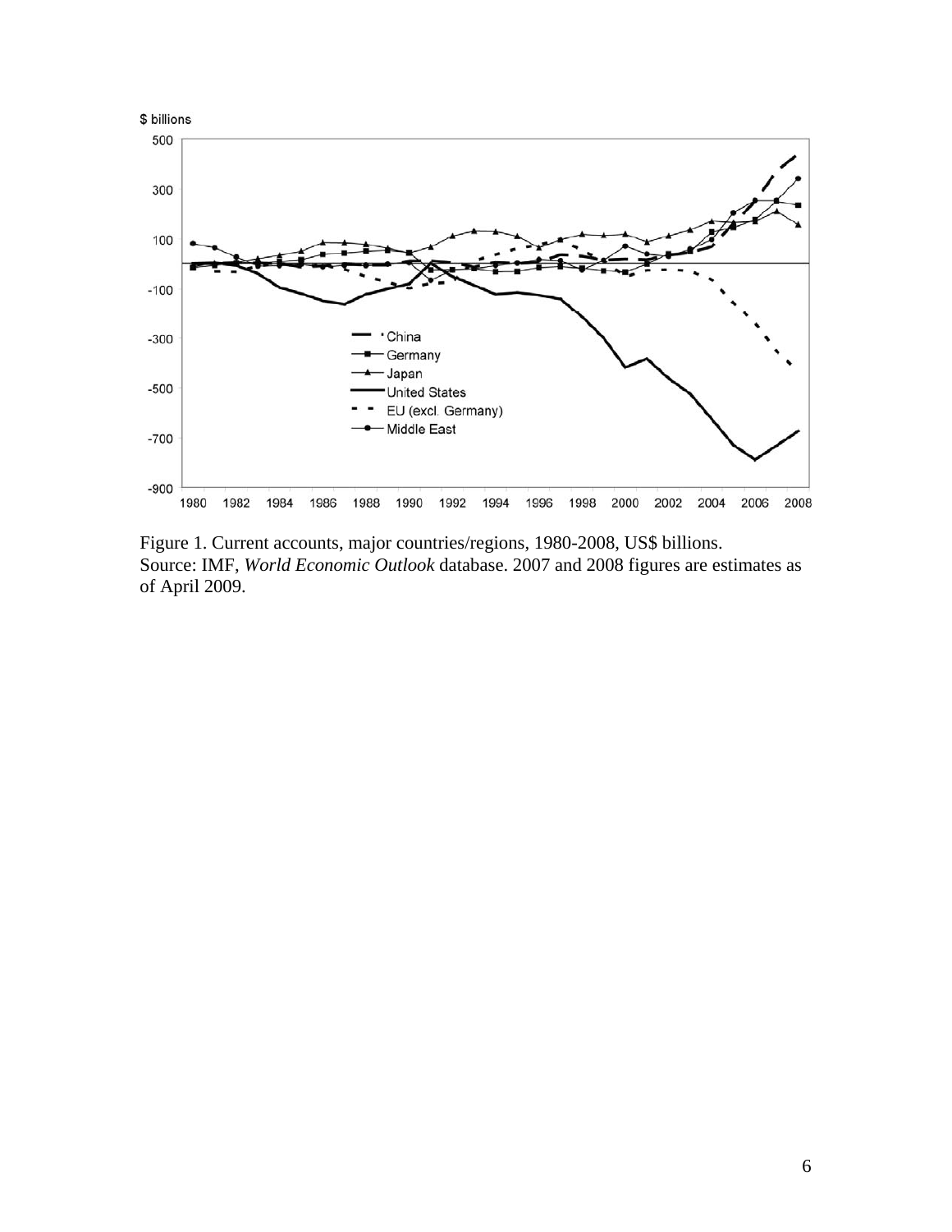Figure 1. Current accounts, major countries/regions, 1980-2008, US$ billions.
Source: IMF, *World Economic Outlook* database. 2007 and 2008 figures are estimates as of April 2009.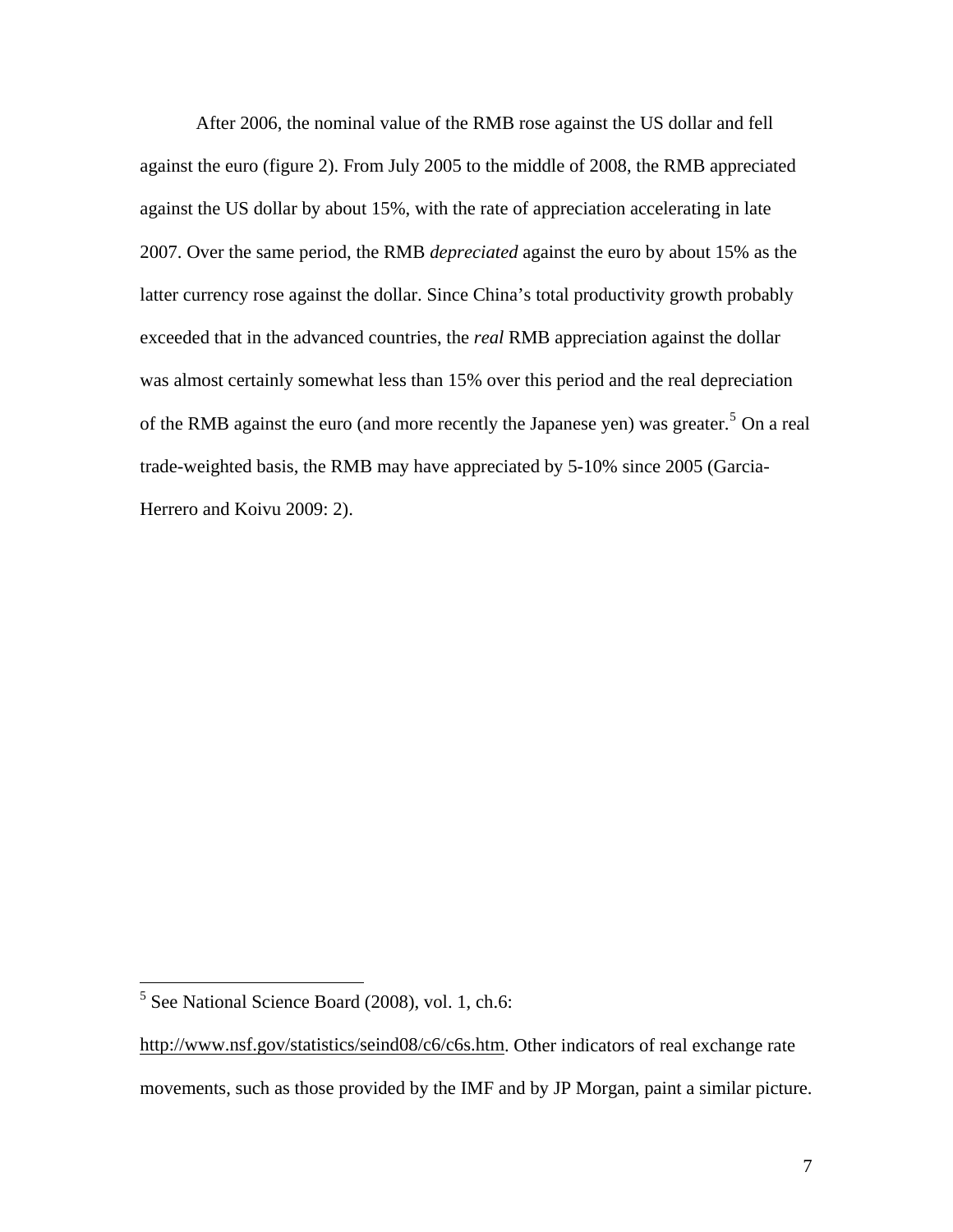After 2006, the nominal value of the RMB rose against the US dollar and fell against the euro (figure 2). From July 2005 to the middle of 2008, the RMB appreciated against the US dollar by about 15%, with the rate of appreciation accelerating in late 2007. Over the same period, the RMB *depreciated* against the euro by about 15% as the latter currency rose against the dollar. Since China's total productivity growth probably exceeded that in the advanced countries, the *real* RMB appreciation against the dollar was almost certainly somewhat less than 15% over this period and the real depreciation of the RMB against the euro (and more recently the Japanese yen) was greater.[5] On a real trade-weighted basis, the RMB may have appreciated by 5-10% since 2005 (Garcia-Herrero and Koivu 2009: 2).

---

[5] See National Science Board (2008), vol. 1, ch.6: http://www.nsf.gov/statistics/seind08/c6/c6s.htm. Other indicators of real exchange rate movements, such as those provided by the IMF and by JP Morgan, paint a similar picture.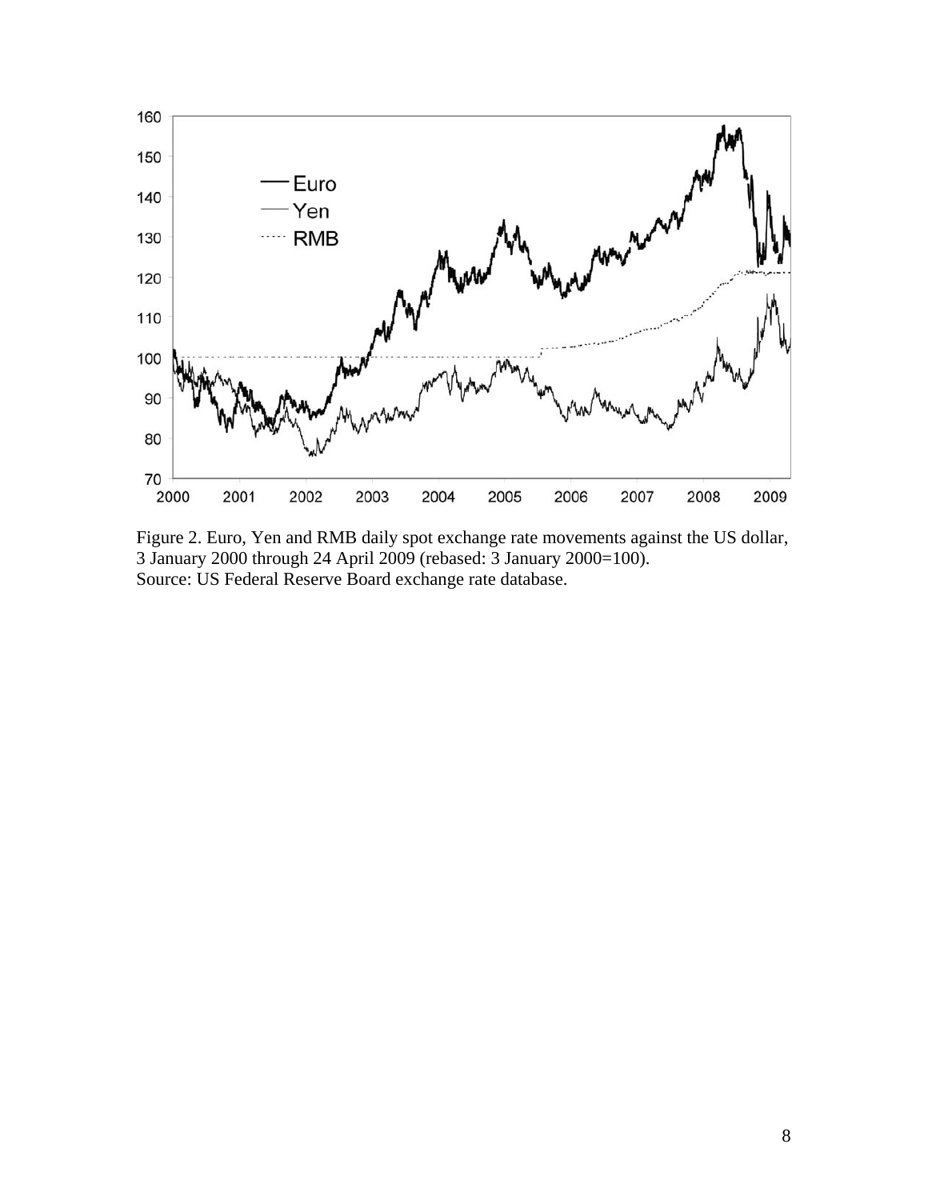Figure 2. Euro, Yen and RMB daily spot exchange rate movements against the US dollar, 3 January 2000 through 24 April 2009 (rebased: 3 January 2000=100).
Source: US Federal Reserve Board exchange rate database.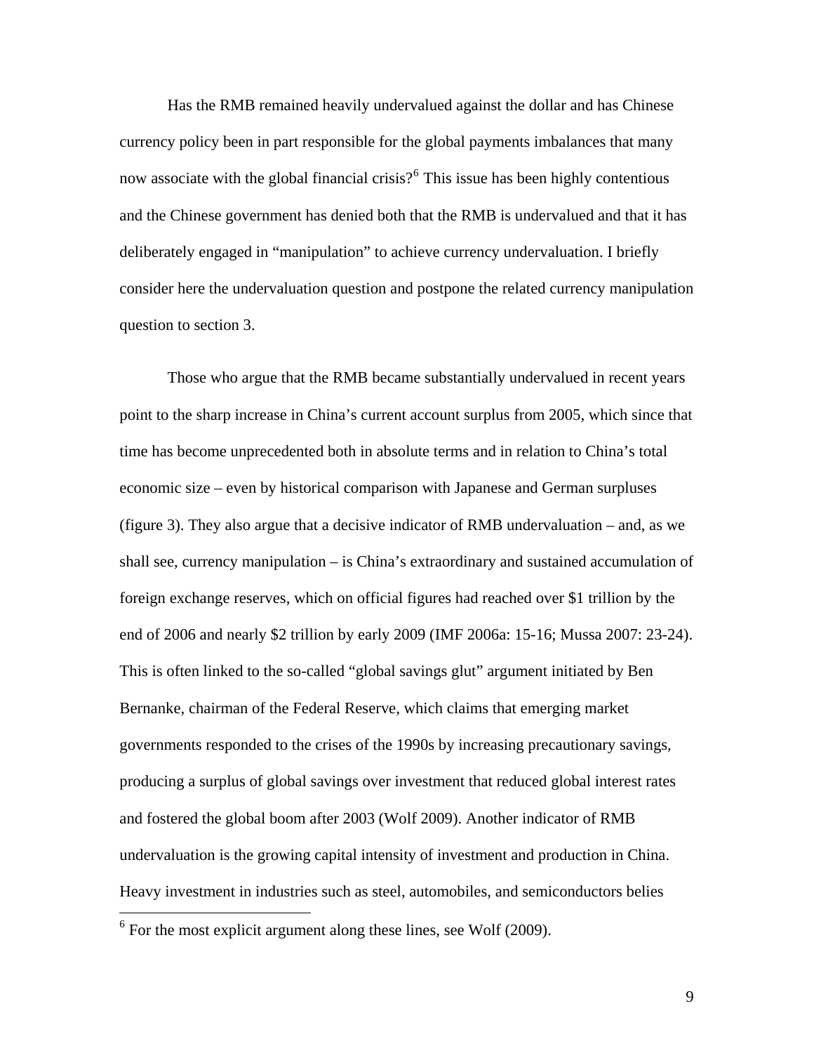Has the RMB remained heavily undervalued against the dollar and has Chinese currency policy been in part responsible for the global payments imbalances that many now associate with the global financial crisis?[6] This issue has been highly contentious and the Chinese government has denied both that the RMB is undervalued and that it has deliberately engaged in "manipulation" to achieve currency undervaluation. I briefly consider here the undervaluation question and postpone the related currency manipulation question to section 3.

Those who argue that the RMB became substantially undervalued in recent years point to the sharp increase in China's current account surplus from 2005, which since that time has become unprecedented both in absolute terms and in relation to China's total economic size – even by historical comparison with Japanese and German surpluses (figure 3). They also argue that a decisive indicator of RMB undervaluation – and, as we shall see, currency manipulation – is China's extraordinary and sustained accumulation of foreign exchange reserves, which on official figures had reached over $1 trillion by the end of 2006 and nearly $2 trillion by early 2009 (IMF 2006a: 15-16; Mussa 2007: 23-24). This is often linked to the so-called "global savings glut" argument initiated by Ben Bernanke, chairman of the Federal Reserve, which claims that emerging market governments responded to the crises of the 1990s by increasing precautionary savings, producing a surplus of global savings over investment that reduced global interest rates and fostered the global boom after 2003 (Wolf 2009). Another indicator of RMB undervaluation is the growing capital intensity of investment and production in China. Heavy investment in industries such as steel, automobiles, and semiconductors belies

[6] For the most explicit argument along these lines, see Wolf (2009).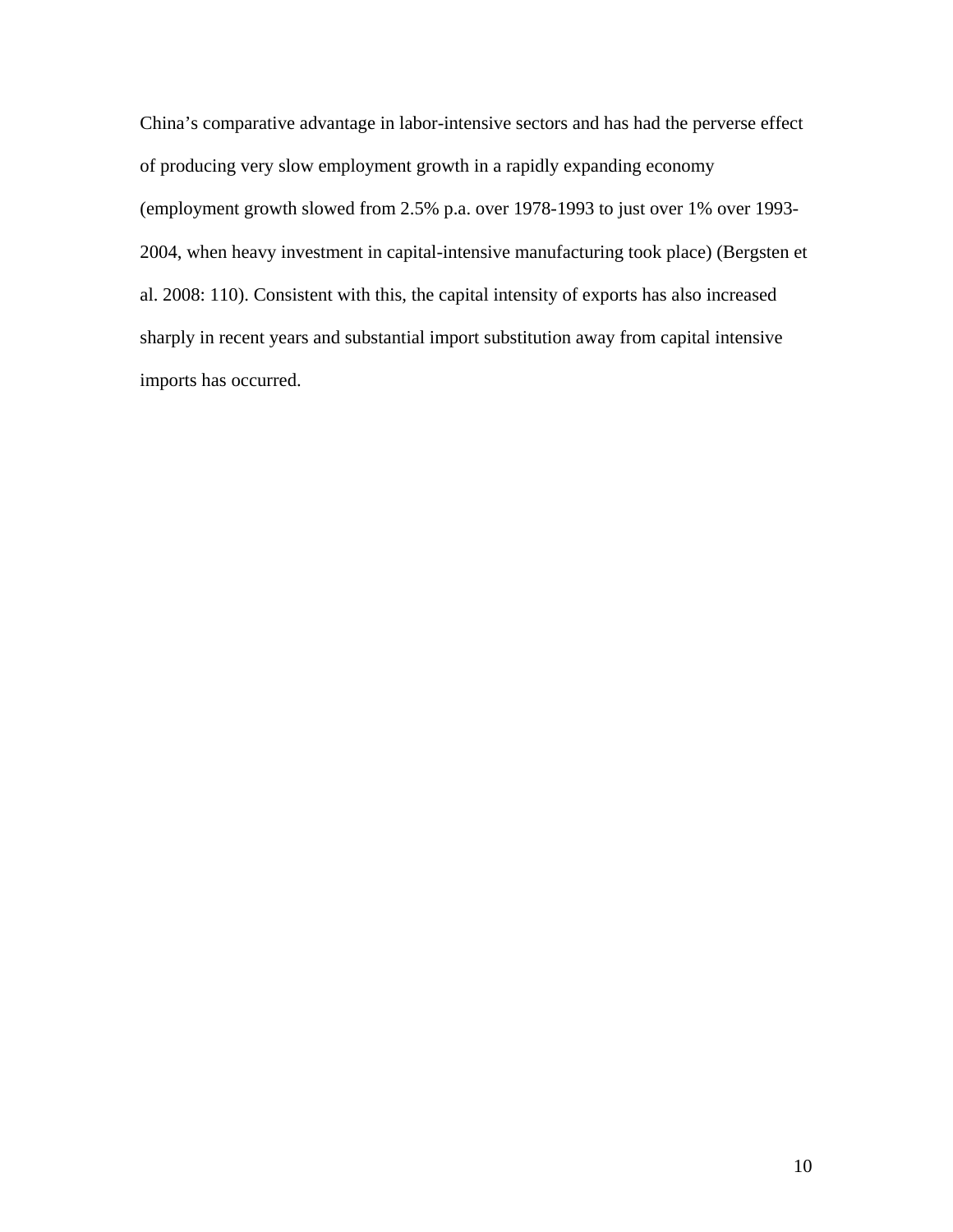China's comparative advantage in labor-intensive sectors and has had the perverse effect of producing very slow employment growth in a rapidly expanding economy (employment growth slowed from 2.5% p.a. over 1978-1993 to just over 1% over 1993-2004, when heavy investment in capital-intensive manufacturing took place) (Bergsten et al. 2008: 110). Consistent with this, the capital intensity of exports has also increased sharply in recent years and substantial import substitution away from capital intensive imports has occurred.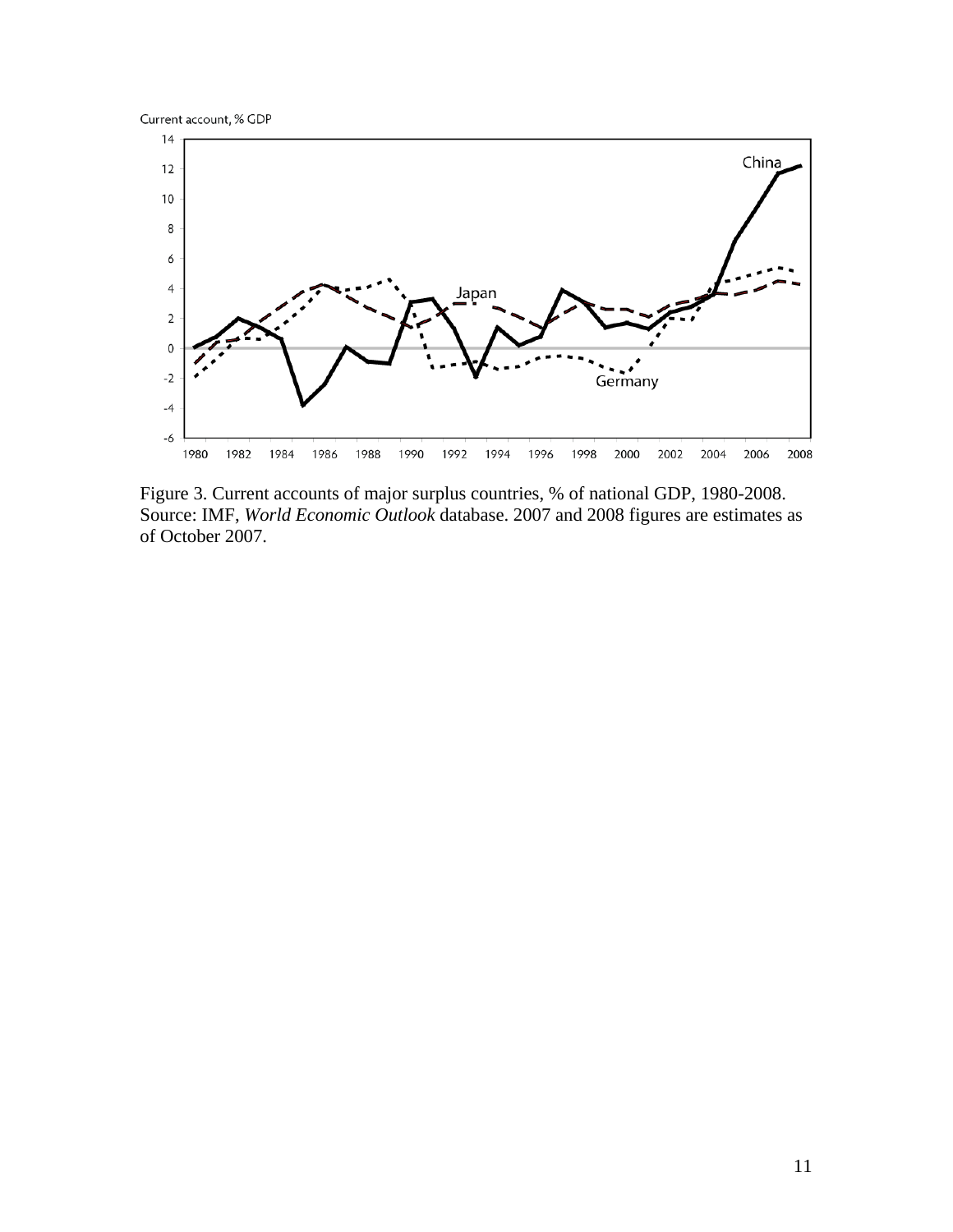Figure 3. Current accounts of major surplus countries, % of national GDP, 1980-2008. Source: IMF, *World Economic Outlook* database. 2007 and 2008 figures are estimates as of October 2007.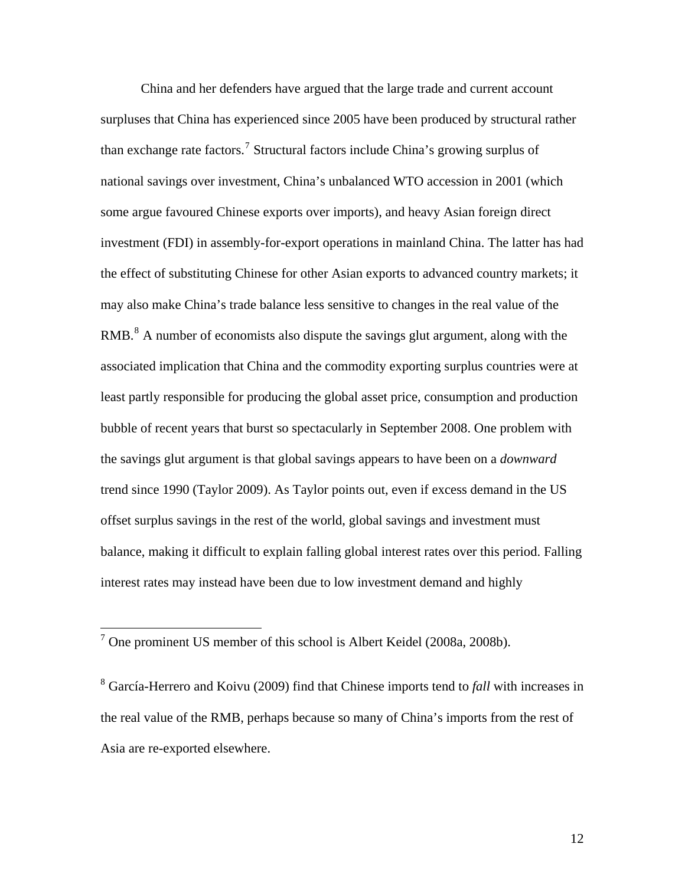China and her defenders have argued that the large trade and current account surpluses that China has experienced since 2005 have been produced by structural rather than exchange rate factors.[7] Structural factors include China's growing surplus of national savings over investment, China's unbalanced WTO accession in 2001 (which some argue favoured Chinese exports over imports), and heavy Asian foreign direct investment (FDI) in assembly-for-export operations in mainland China. The latter has had the effect of substituting Chinese for other Asian exports to advanced country markets; it may also make China's trade balance less sensitive to changes in the real value of the RMB.[8] A number of economists also dispute the savings glut argument, along with the associated implication that China and the commodity exporting surplus countries were at least partly responsible for producing the global asset price, consumption and production bubble of recent years that burst so spectacularly in September 2008. One problem with the savings glut argument is that global savings appears to have been on a *downward* trend since 1990 (Taylor 2009). As Taylor points out, even if excess demand in the US offset surplus savings in the rest of the world, global savings and investment must balance, making it difficult to explain falling global interest rates over this period. Falling interest rates may instead have been due to low investment demand and highly

[7] One prominent US member of this school is Albert Keidel (2008a, 2008b).

[8] García-Herrero and Koivu (2009) find that Chinese imports tend to *fall* with increases in the real value of the RMB, perhaps because so many of China's imports from the rest of Asia are re-exported elsewhere.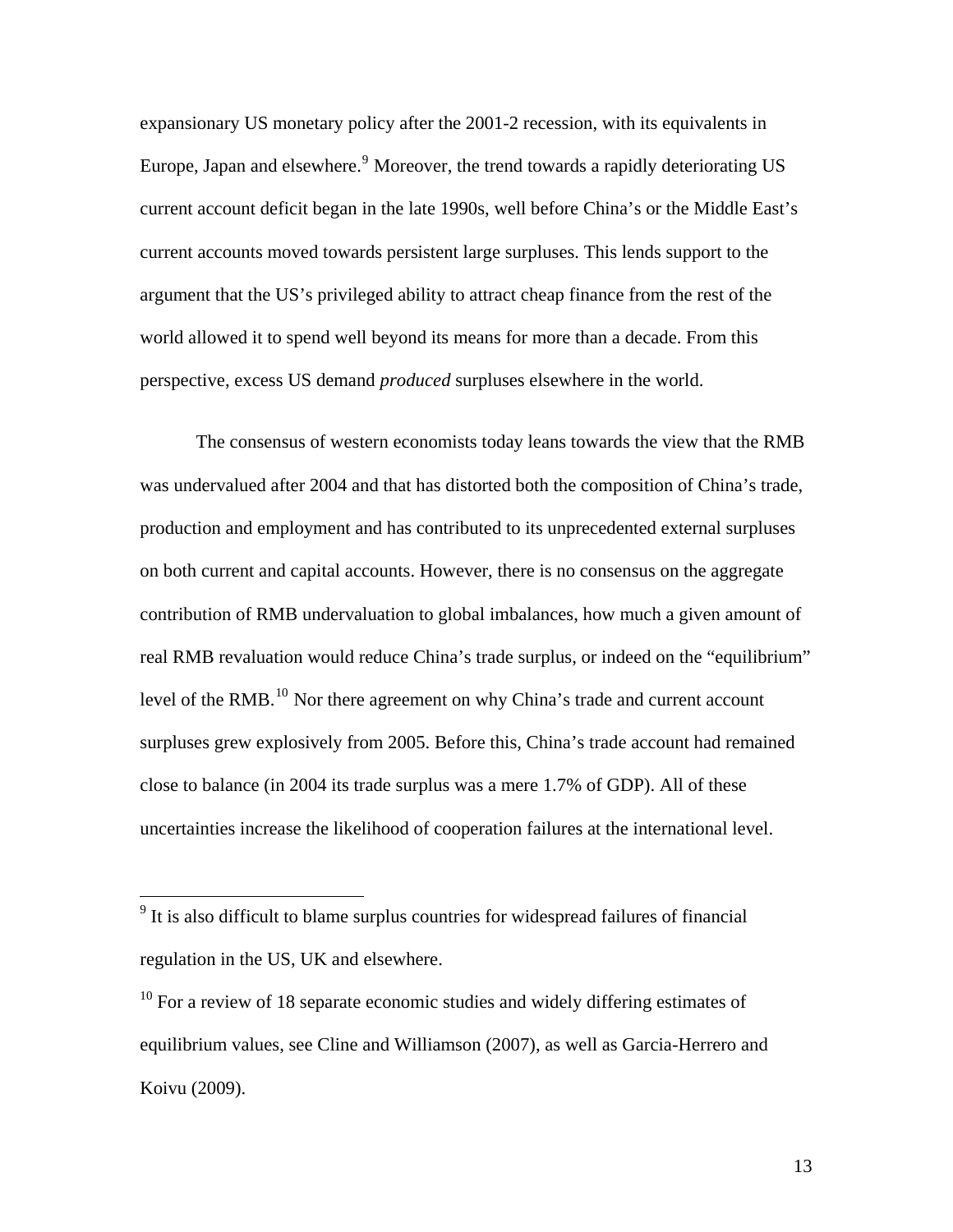expansionary US monetary policy after the 2001-2 recession, with its equivalents in Europe, Japan and elsewhere.[9] Moreover, the trend towards a rapidly deteriorating US current account deficit began in the late 1990s, well before China's or the Middle East's current accounts moved towards persistent large surpluses. This lends support to the argument that the US's privileged ability to attract cheap finance from the rest of the world allowed it to spend well beyond its means for more than a decade. From this perspective, excess US demand *produced* surpluses elsewhere in the world.

The consensus of western economists today leans towards the view that the RMB was undervalued after 2004 and that has distorted both the composition of China's trade, production and employment and has contributed to its unprecedented external surpluses on both current and capital accounts. However, there is no consensus on the aggregate contribution of RMB undervaluation to global imbalances, how much a given amount of real RMB revaluation would reduce China's trade surplus, or indeed on the "equilibrium" level of the RMB.[10] Nor there agreement on why China's trade and current account surpluses grew explosively from 2005. Before this, China's trade account had remained close to balance (in 2004 its trade surplus was a mere 1.7% of GDP). All of these uncertainties increase the likelihood of cooperation failures at the international level.

---

[9] It is also difficult to blame surplus countries for widespread failures of financial regulation in the US, UK and elsewhere.

[10] For a review of 18 separate economic studies and widely differing estimates of equilibrium values, see Cline and Williamson (2007), as well as Garcia-Herrero and Koivu (2009).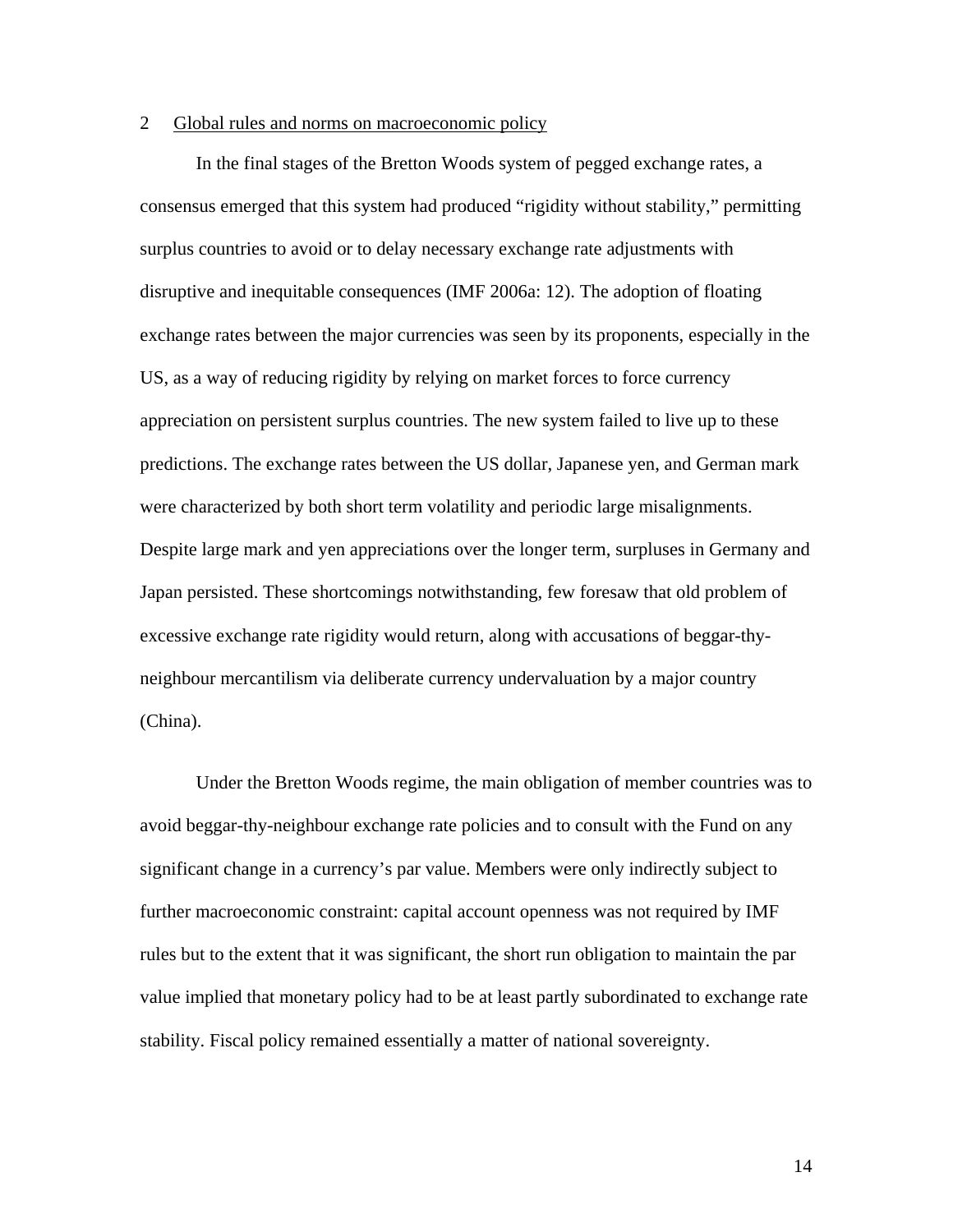## 2 Global rules and norms on macroeconomic policy

In the final stages of the Bretton Woods system of pegged exchange rates, a consensus emerged that this system had produced "rigidity without stability," permitting surplus countries to avoid or to delay necessary exchange rate adjustments with disruptive and inequitable consequences (IMF 2006a: 12). The adoption of floating exchange rates between the major currencies was seen by its proponents, especially in the US, as a way of reducing rigidity by relying on market forces to force currency appreciation on persistent surplus countries. The new system failed to live up to these predictions. The exchange rates between the US dollar, Japanese yen, and German mark were characterized by both short term volatility and periodic large misalignments. Despite large mark and yen appreciations over the longer term, surpluses in Germany and Japan persisted. These shortcomings notwithstanding, few foresaw that old problem of excessive exchange rate rigidity would return, along with accusations of beggar-thy-neighbour mercantilism via deliberate currency undervaluation by a major country (China).

Under the Bretton Woods regime, the main obligation of member countries was to avoid beggar-thy-neighbour exchange rate policies and to consult with the Fund on any significant change in a currency's par value. Members were only indirectly subject to further macroeconomic constraint: capital account openness was not required by IMF rules but to the extent that it was significant, the short run obligation to maintain the par value implied that monetary policy had to be at least partly subordinated to exchange rate stability. Fiscal policy remained essentially a matter of national sovereignty.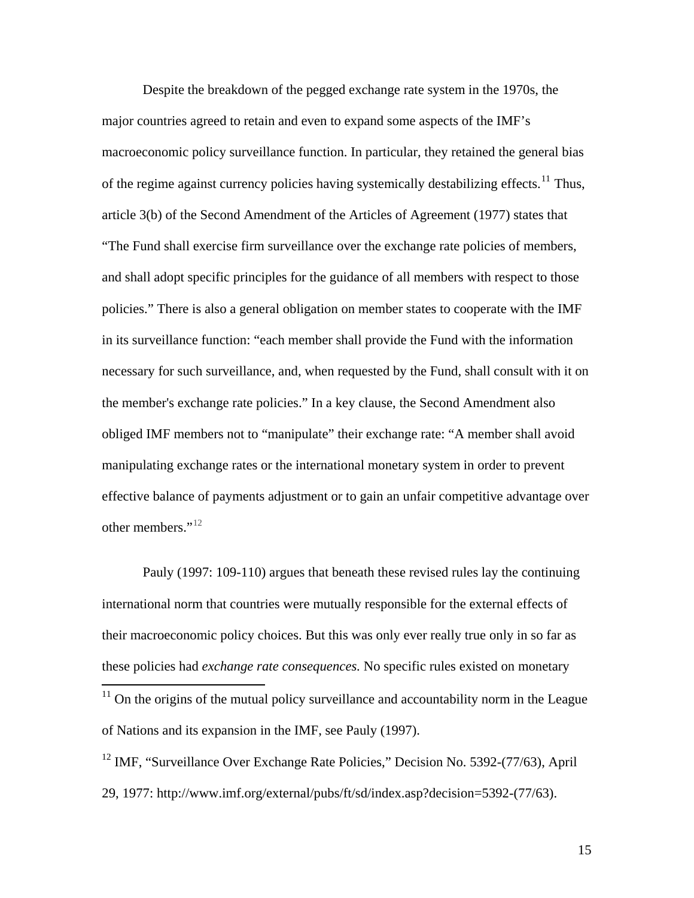Despite the breakdown of the pegged exchange rate system in the 1970s, the major countries agreed to retain and even to expand some aspects of the IMF's macroeconomic policy surveillance function. In particular, they retained the general bias of the regime against currency policies having systemically destabilizing effects.[11] Thus, article 3(b) of the Second Amendment of the Articles of Agreement (1977) states that "The Fund shall exercise firm surveillance over the exchange rate policies of members, and shall adopt specific principles for the guidance of all members with respect to those policies." There is also a general obligation on member states to cooperate with the IMF in its surveillance function: "each member shall provide the Fund with the information necessary for such surveillance, and, when requested by the Fund, shall consult with it on the member's exchange rate policies." In a key clause, the Second Amendment also obliged IMF members not to "manipulate" their exchange rate: "A member shall avoid manipulating exchange rates or the international monetary system in order to prevent effective balance of payments adjustment or to gain an unfair competitive advantage over other members."[12]

Pauly (1997: 109-110) argues that beneath these revised rules lay the continuing international norm that countries were mutually responsible for the external effects of their macroeconomic policy choices. But this was only ever really true only in so far as these policies had *exchange rate consequences*. No specific rules existed on monetary

[11] On the origins of the mutual policy surveillance and accountability norm in the League of Nations and its expansion in the IMF, see Pauly (1997).

[12] IMF, "Surveillance Over Exchange Rate Policies," Decision No. 5392-(77/63), April 29, 1977: http://www.imf.org/external/pubs/ft/sd/index.asp?decision=5392-(77/63).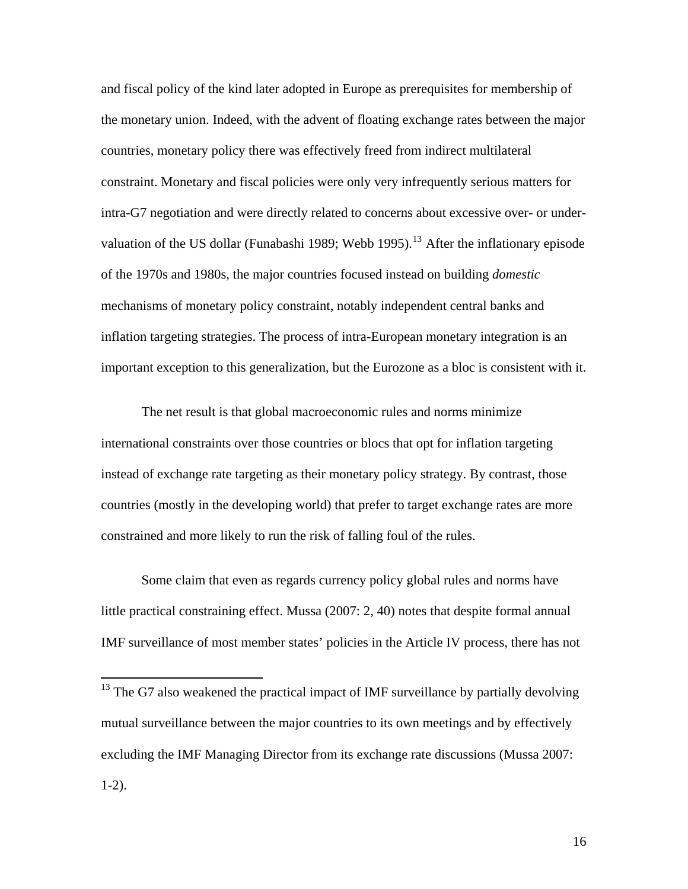and fiscal policy of the kind later adopted in Europe as prerequisites for membership of the monetary union. Indeed, with the advent of floating exchange rates between the major countries, monetary policy there was effectively freed from indirect multilateral constraint. Monetary and fiscal policies were only very infrequently serious matters for intra-G7 negotiation and were directly related to concerns about excessive over- or under-valuation of the US dollar (Funabashi 1989; Webb 1995).[13] After the inflationary episode of the 1970s and 1980s, the major countries focused instead on building *domestic* mechanisms of monetary policy constraint, notably independent central banks and inflation targeting strategies. The process of intra-European monetary integration is an important exception to this generalization, but the Eurozone as a bloc is consistent with it.

The net result is that global macroeconomic rules and norms minimize international constraints over those countries or blocs that opt for inflation targeting instead of exchange rate targeting as their monetary policy strategy. By contrast, those countries (mostly in the developing world) that prefer to target exchange rates are more constrained and more likely to run the risk of falling foul of the rules.

Some claim that even as regards currency policy global rules and norms have little practical constraining effect. Mussa (2007: 2, 40) notes that despite formal annual IMF surveillance of most member states' policies in the Article IV process, there has not

---

[13] The G7 also weakened the practical impact of IMF surveillance by partially devolving mutual surveillance between the major countries to its own meetings and by effectively excluding the IMF Managing Director from its exchange rate discussions (Mussa 2007: 1-2).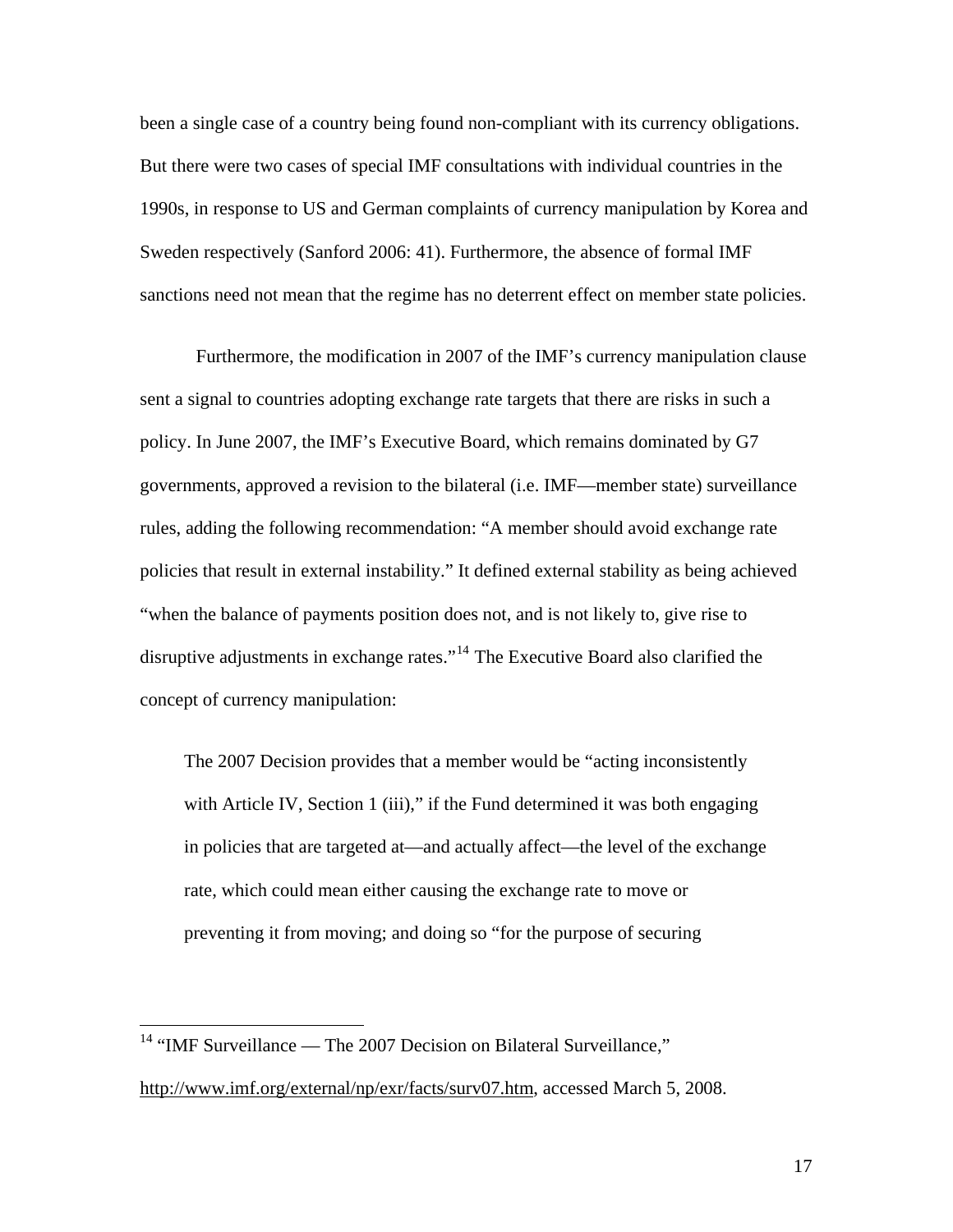been a single case of a country being found non-compliant with its currency obligations. But there were two cases of special IMF consultations with individual countries in the 1990s, in response to US and German complaints of currency manipulation by Korea and Sweden respectively (Sanford 2006: 41). Furthermore, the absence of formal IMF sanctions need not mean that the regime has no deterrent effect on member state policies.

Furthermore, the modification in 2007 of the IMF's currency manipulation clause sent a signal to countries adopting exchange rate targets that there are risks in such a policy. In June 2007, the IMF's Executive Board, which remains dominated by G7 governments, approved a revision to the bilateral (i.e. IMF—member state) surveillance rules, adding the following recommendation: "A member should avoid exchange rate policies that result in external instability." It defined external stability as being achieved "when the balance of payments position does not, and is not likely to, give rise to disruptive adjustments in exchange rates."[14] The Executive Board also clarified the concept of currency manipulation:

> The 2007 Decision provides that a member would be "acting inconsistently with Article IV, Section 1 (iii)," if the Fund determined it was both engaging in policies that are targeted at—and actually affect—the level of the exchange rate, which could mean either causing the exchange rate to move or preventing it from moving; and doing so "for the purpose of securing

---

[14] "IMF Surveillance — The 2007 Decision on Bilateral Surveillance," http://www.imf.org/external/np/exr/facts/surv07.htm, accessed March 5, 2008.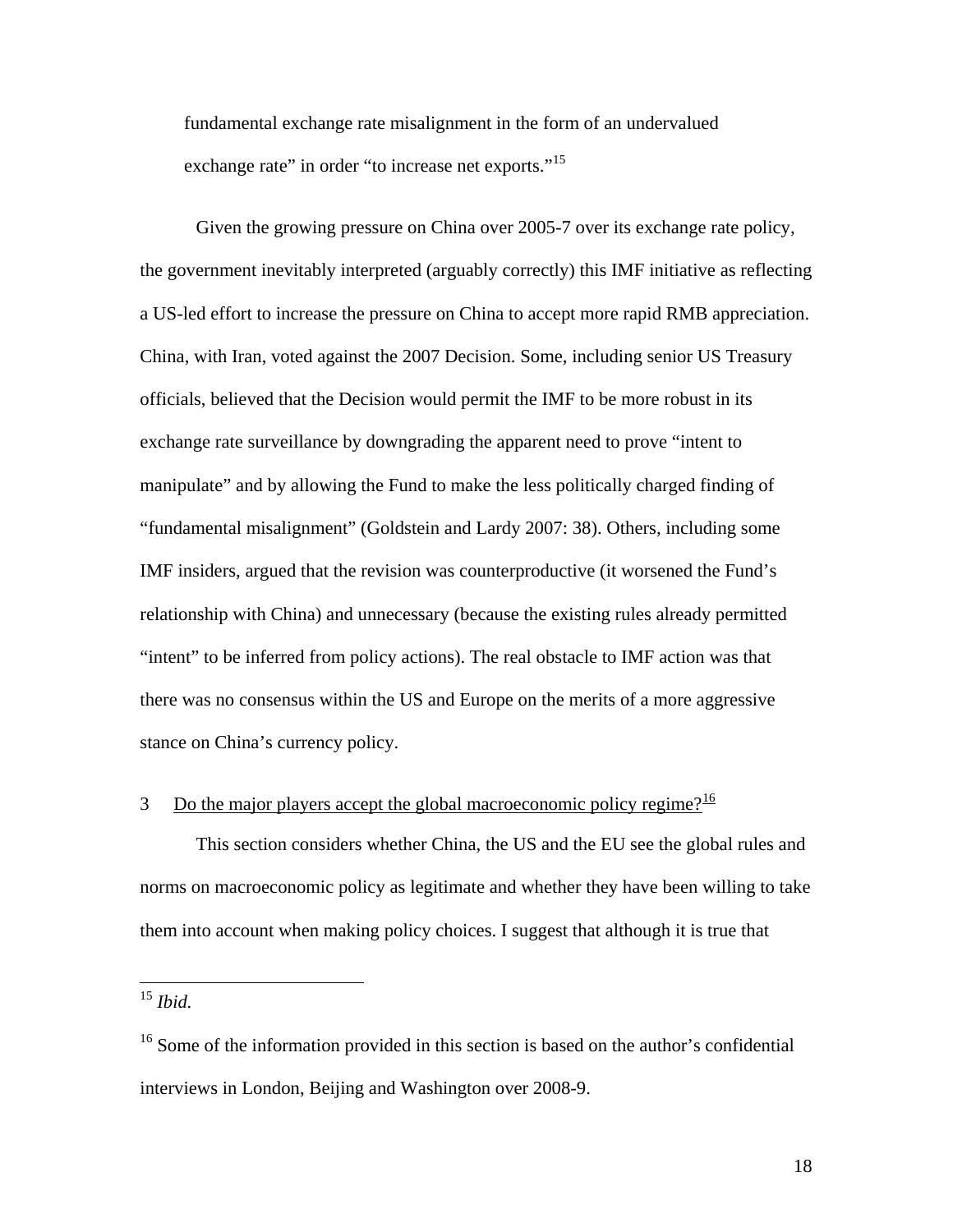fundamental exchange rate misalignment in the form of an undervalued exchange rate" in order "to increase net exports."[15]

Given the growing pressure on China over 2005-7 over its exchange rate policy, the government inevitably interpreted (arguably correctly) this IMF initiative as reflecting a US-led effort to increase the pressure on China to accept more rapid RMB appreciation. China, with Iran, voted against the 2007 Decision. Some, including senior US Treasury officials, believed that the Decision would permit the IMF to be more robust in its exchange rate surveillance by downgrading the apparent need to prove "intent to manipulate" and by allowing the Fund to make the less politically charged finding of "fundamental misalignment" (Goldstein and Lardy 2007: 38). Others, including some IMF insiders, argued that the revision was counterproductive (it worsened the Fund's relationship with China) and unnecessary (because the existing rules already permitted "intent" to be inferred from policy actions). The real obstacle to IMF action was that there was no consensus within the US and Europe on the merits of a more aggressive stance on China's currency policy.

## 3 Do the major players accept the global macroeconomic policy regime?[16]

This section considers whether China, the US and the EU see the global rules and norms on macroeconomic policy as legitimate and whether they have been willing to take them into account when making policy choices. I suggest that although it is true that

---

[15] *Ibid.*

[16] Some of the information provided in this section is based on the author's confidential interviews in London, Beijing and Washington over 2008-9.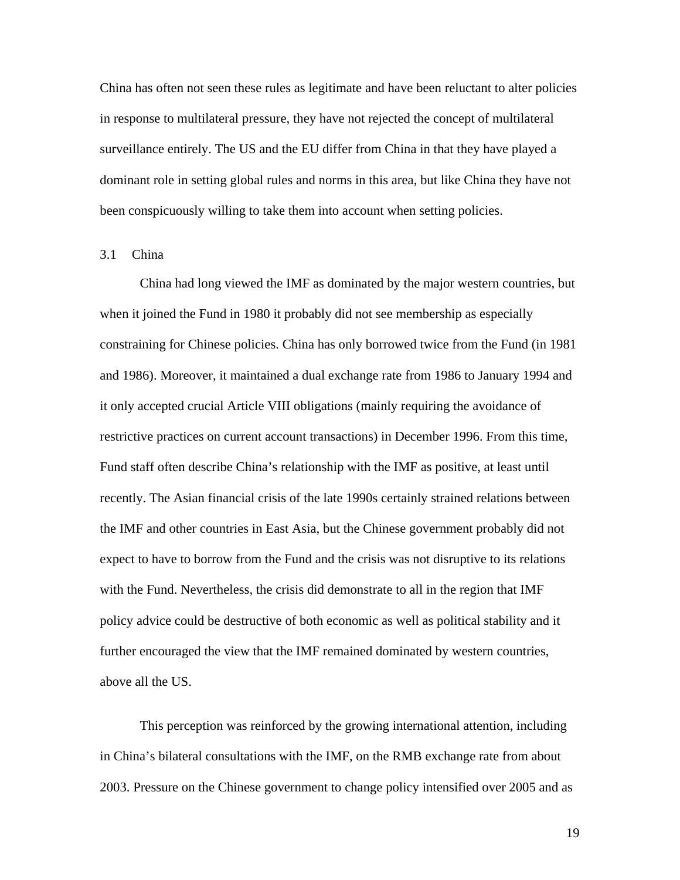China has often not seen these rules as legitimate and have been reluctant to alter policies in response to multilateral pressure, they have not rejected the concept of multilateral surveillance entirely. The US and the EU differ from China in that they have played a dominant role in setting global rules and norms in this area, but like China they have not been conspicuously willing to take them into account when setting policies.

### 3.1 China

China had long viewed the IMF as dominated by the major western countries, but when it joined the Fund in 1980 it probably did not see membership as especially constraining for Chinese policies. China has only borrowed twice from the Fund (in 1981 and 1986). Moreover, it maintained a dual exchange rate from 1986 to January 1994 and it only accepted crucial Article VIII obligations (mainly requiring the avoidance of restrictive practices on current account transactions) in December 1996. From this time, Fund staff often describe China's relationship with the IMF as positive, at least until recently. The Asian financial crisis of the late 1990s certainly strained relations between the IMF and other countries in East Asia, but the Chinese government probably did not expect to have to borrow from the Fund and the crisis was not disruptive to its relations with the Fund. Nevertheless, the crisis did demonstrate to all in the region that IMF policy advice could be destructive of both economic as well as political stability and it further encouraged the view that the IMF remained dominated by western countries, above all the US.

This perception was reinforced by the growing international attention, including in China's bilateral consultations with the IMF, on the RMB exchange rate from about 2003. Pressure on the Chinese government to change policy intensified over 2005 and as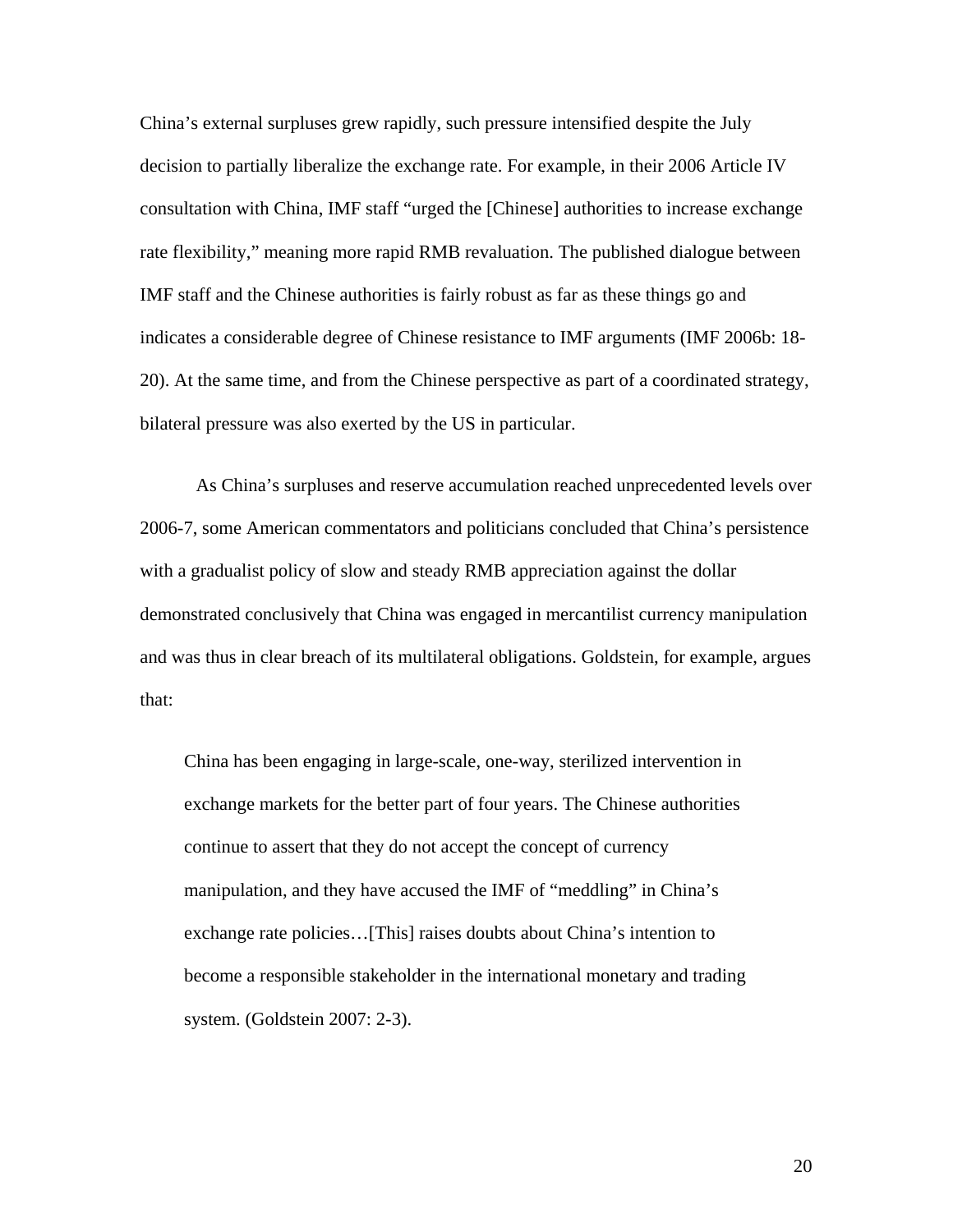China's external surpluses grew rapidly, such pressure intensified despite the July decision to partially liberalize the exchange rate. For example, in their 2006 Article IV consultation with China, IMF staff "urged the [Chinese] authorities to increase exchange rate flexibility," meaning more rapid RMB revaluation. The published dialogue between IMF staff and the Chinese authorities is fairly robust as far as these things go and indicates a considerable degree of Chinese resistance to IMF arguments (IMF 2006b: 18-20). At the same time, and from the Chinese perspective as part of a coordinated strategy, bilateral pressure was also exerted by the US in particular.

As China's surpluses and reserve accumulation reached unprecedented levels over 2006-7, some American commentators and politicians concluded that China's persistence with a gradualist policy of slow and steady RMB appreciation against the dollar demonstrated conclusively that China was engaged in mercantilist currency manipulation and was thus in clear breach of its multilateral obligations. Goldstein, for example, argues that:

> China has been engaging in large-scale, one-way, sterilized intervention in exchange markets for the better part of four years. The Chinese authorities continue to assert that they do not accept the concept of currency manipulation, and they have accused the IMF of "meddling" in China's exchange rate policies…[This] raises doubts about China's intention to become a responsible stakeholder in the international monetary and trading system. (Goldstein 2007: 2-3).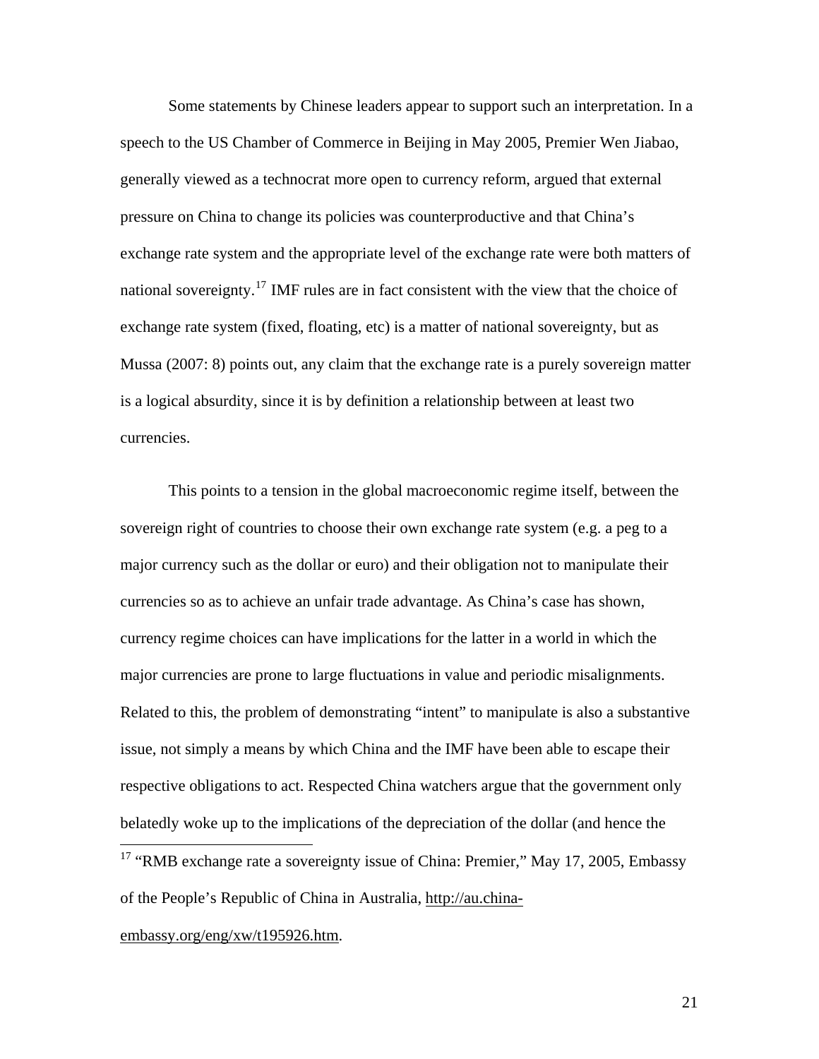Some statements by Chinese leaders appear to support such an interpretation. In a speech to the US Chamber of Commerce in Beijing in May 2005, Premier Wen Jiabao, generally viewed as a technocrat more open to currency reform, argued that external pressure on China to change its policies was counterproductive and that China's exchange rate system and the appropriate level of the exchange rate were both matters of national sovereignty.[17] IMF rules are in fact consistent with the view that the choice of exchange rate system (fixed, floating, etc) is a matter of national sovereignty, but as Mussa (2007: 8) points out, any claim that the exchange rate is a purely sovereign matter is a logical absurdity, since it is by definition a relationship between at least two currencies.

This points to a tension in the global macroeconomic regime itself, between the sovereign right of countries to choose their own exchange rate system (e.g. a peg to a major currency such as the dollar or euro) and their obligation not to manipulate their currencies so as to achieve an unfair trade advantage. As China's case has shown, currency regime choices can have implications for the latter in a world in which the major currencies are prone to large fluctuations in value and periodic misalignments. Related to this, the problem of demonstrating "intent" to manipulate is also a substantive issue, not simply a means by which China and the IMF have been able to escape their respective obligations to act. Respected China watchers argue that the government only belatedly woke up to the implications of the depreciation of the dollar (and hence the

---

[17] "RMB exchange rate a sovereignty issue of China: Premier," May 17, 2005, Embassy of the People's Republic of China in Australia, http://au.china-embassy.org/eng/xw/t195926.htm.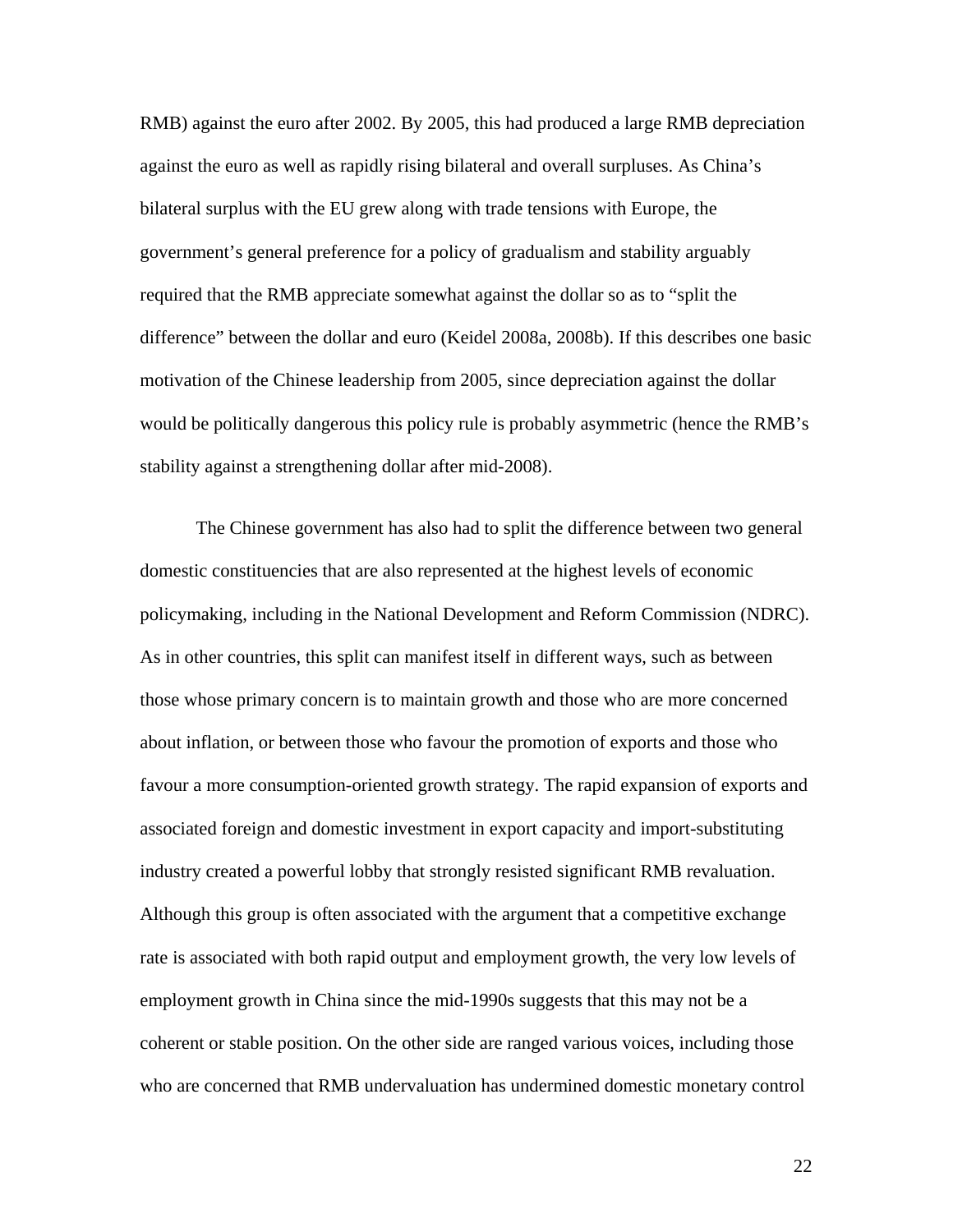RMB) against the euro after 2002. By 2005, this had produced a large RMB depreciation against the euro as well as rapidly rising bilateral and overall surpluses. As China's bilateral surplus with the EU grew along with trade tensions with Europe, the government's general preference for a policy of gradualism and stability arguably required that the RMB appreciate somewhat against the dollar so as to "split the difference" between the dollar and euro (Keidel 2008a, 2008b). If this describes one basic motivation of the Chinese leadership from 2005, since depreciation against the dollar would be politically dangerous this policy rule is probably asymmetric (hence the RMB's stability against a strengthening dollar after mid-2008).

The Chinese government has also had to split the difference between two general domestic constituencies that are also represented at the highest levels of economic policymaking, including in the National Development and Reform Commission (NDRC). As in other countries, this split can manifest itself in different ways, such as between those whose primary concern is to maintain growth and those who are more concerned about inflation, or between those who favour the promotion of exports and those who favour a more consumption-oriented growth strategy. The rapid expansion of exports and associated foreign and domestic investment in export capacity and import-substituting industry created a powerful lobby that strongly resisted significant RMB revaluation. Although this group is often associated with the argument that a competitive exchange rate is associated with both rapid output and employment growth, the very low levels of employment growth in China since the mid-1990s suggests that this may not be a coherent or stable position. On the other side are ranged various voices, including those who are concerned that RMB undervaluation has undermined domestic monetary control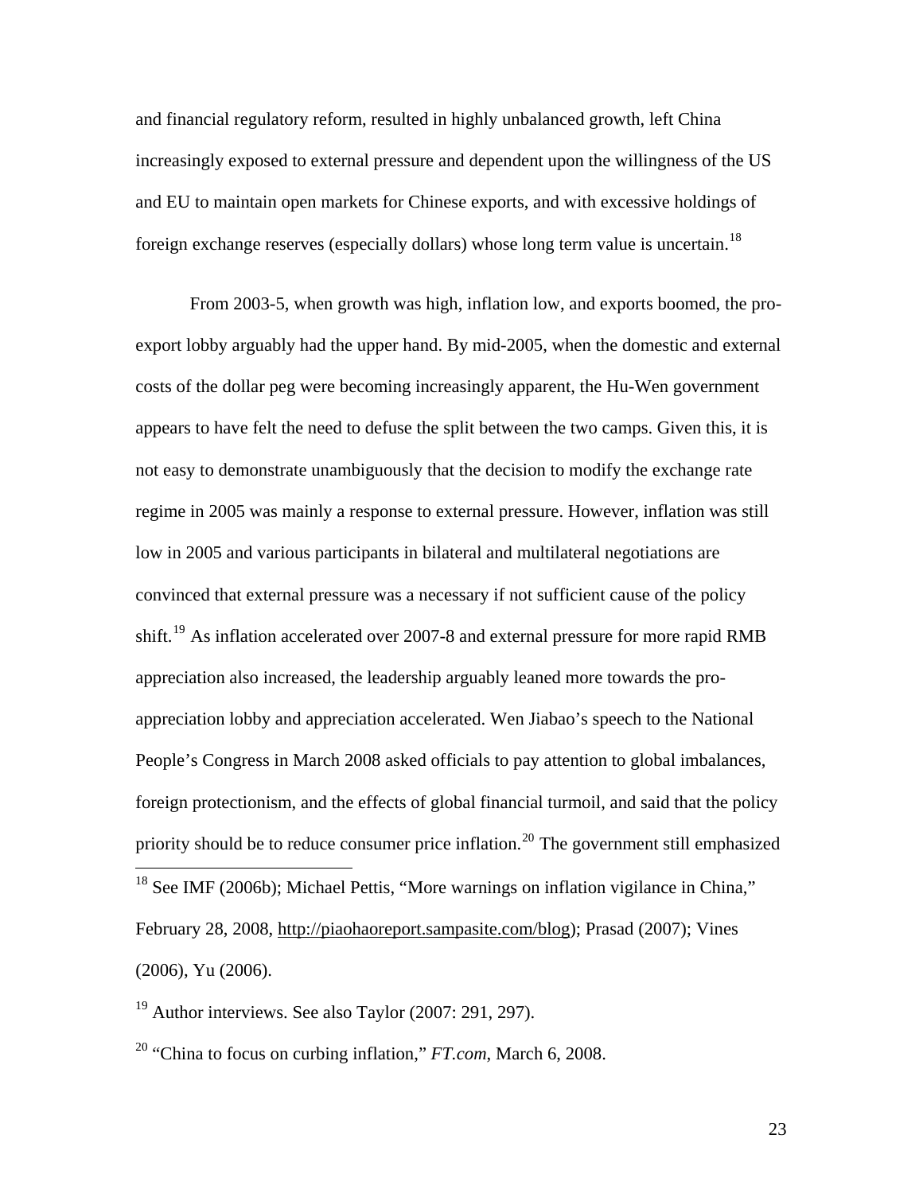and financial regulatory reform, resulted in highly unbalanced growth, left China increasingly exposed to external pressure and dependent upon the willingness of the US and EU to maintain open markets for Chinese exports, and with excessive holdings of foreign exchange reserves (especially dollars) whose long term value is uncertain.[18]

From 2003-5, when growth was high, inflation low, and exports boomed, the pro-export lobby arguably had the upper hand. By mid-2005, when the domestic and external costs of the dollar peg were becoming increasingly apparent, the Hu-Wen government appears to have felt the need to defuse the split between the two camps. Given this, it is not easy to demonstrate unambiguously that the decision to modify the exchange rate regime in 2005 was mainly a response to external pressure. However, inflation was still low in 2005 and various participants in bilateral and multilateral negotiations are convinced that external pressure was a necessary if not sufficient cause of the policy shift.[19] As inflation accelerated over 2007-8 and external pressure for more rapid RMB appreciation also increased, the leadership arguably leaned more towards the pro-appreciation lobby and appreciation accelerated. Wen Jiabao's speech to the National People's Congress in March 2008 asked officials to pay attention to global imbalances, foreign protectionism, and the effects of global financial turmoil, and said that the policy priority should be to reduce consumer price inflation.[20] The government still emphasized

---

[18] See IMF (2006b); Michael Pettis, "More warnings on inflation vigilance in China," February 28, 2008, http://piaohaoreport.sampasite.com/blog); Prasad (2007); Vines (2006), Yu (2006).

[19] Author interviews. See also Taylor (2007: 291, 297).

[20] "China to focus on curbing inflation," *FT.com*, March 6, 2008.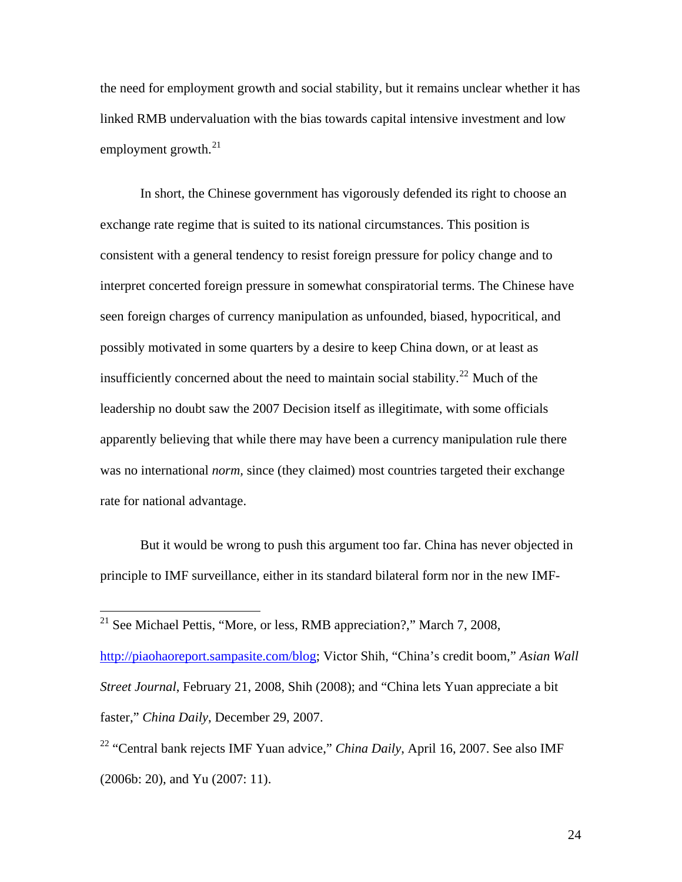the need for employment growth and social stability, but it remains unclear whether it has linked RMB undervaluation with the bias towards capital intensive investment and low employment growth.[21]

In short, the Chinese government has vigorously defended its right to choose an exchange rate regime that is suited to its national circumstances. This position is consistent with a general tendency to resist foreign pressure for policy change and to interpret concerted foreign pressure in somewhat conspiratorial terms. The Chinese have seen foreign charges of currency manipulation as unfounded, biased, hypocritical, and possibly motivated in some quarters by a desire to keep China down, or at least as insufficiently concerned about the need to maintain social stability.[22] Much of the leadership no doubt saw the 2007 Decision itself as illegitimate, with some officials apparently believing that while there may have been a currency manipulation rule there was no international *norm*, since (they claimed) most countries targeted their exchange rate for national advantage.

But it would be wrong to push this argument too far. China has never objected in principle to IMF surveillance, either in its standard bilateral form nor in the new IMF-

---

[21] See Michael Pettis, "More, or less, RMB appreciation?," March 7, 2008, http://piaohaoreport.sampasite.com/blog; Victor Shih, "China's credit boom," *Asian Wall Street Journal*, February 21, 2008, Shih (2008); and "China lets Yuan appreciate a bit faster," *China Daily*, December 29, 2007.

[22] "Central bank rejects IMF Yuan advice," *China Daily*, April 16, 2007. See also IMF (2006b: 20), and Yu (2007: 11).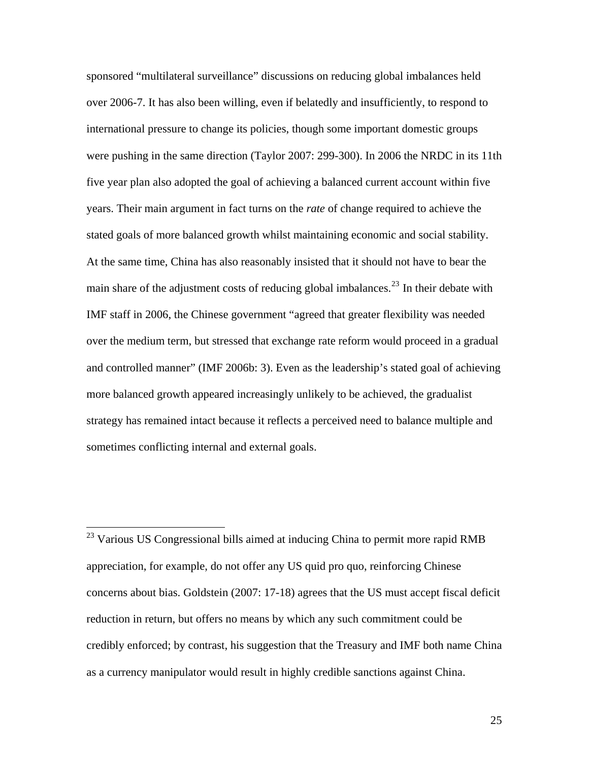sponsored "multilateral surveillance" discussions on reducing global imbalances held over 2006-7. It has also been willing, even if belatedly and insufficiently, to respond to international pressure to change its policies, though some important domestic groups were pushing in the same direction (Taylor 2007: 299-300). In 2006 the NRDC in its 11th five year plan also adopted the goal of achieving a balanced current account within five years. Their main argument in fact turns on the *rate* of change required to achieve the stated goals of more balanced growth whilst maintaining economic and social stability. At the same time, China has also reasonably insisted that it should not have to bear the main share of the adjustment costs of reducing global imbalances.[23] In their debate with IMF staff in 2006, the Chinese government "agreed that greater flexibility was needed over the medium term, but stressed that exchange rate reform would proceed in a gradual and controlled manner" (IMF 2006b: 3). Even as the leadership's stated goal of achieving more balanced growth appeared increasingly unlikely to be achieved, the gradualist strategy has remained intact because it reflects a perceived need to balance multiple and sometimes conflicting internal and external goals.

---

[23] Various US Congressional bills aimed at inducing China to permit more rapid RMB appreciation, for example, do not offer any US quid pro quo, reinforcing Chinese concerns about bias. Goldstein (2007: 17-18) agrees that the US must accept fiscal deficit reduction in return, but offers no means by which any such commitment could be credibly enforced; by contrast, his suggestion that the Treasury and IMF both name China as a currency manipulator would result in highly credible sanctions against China.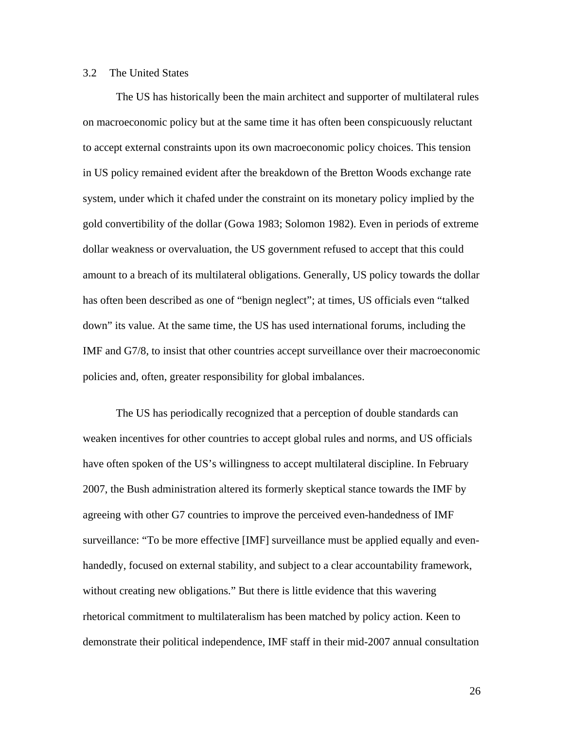### 3.2 The United States

The US has historically been the main architect and supporter of multilateral rules on macroeconomic policy but at the same time it has often been conspicuously reluctant to accept external constraints upon its own macroeconomic policy choices. This tension in US policy remained evident after the breakdown of the Bretton Woods exchange rate system, under which it chafed under the constraint on its monetary policy implied by the gold convertibility of the dollar (Gowa 1983; Solomon 1982). Even in periods of extreme dollar weakness or overvaluation, the US government refused to accept that this could amount to a breach of its multilateral obligations. Generally, US policy towards the dollar has often been described as one of "benign neglect"; at times, US officials even "talked down" its value. At the same time, the US has used international forums, including the IMF and G7/8, to insist that other countries accept surveillance over their macroeconomic policies and, often, greater responsibility for global imbalances.

The US has periodically recognized that a perception of double standards can weaken incentives for other countries to accept global rules and norms, and US officials have often spoken of the US's willingness to accept multilateral discipline. In February 2007, the Bush administration altered its formerly skeptical stance towards the IMF by agreeing with other G7 countries to improve the perceived even-handedness of IMF surveillance: "To be more effective [IMF] surveillance must be applied equally and even-handedly, focused on external stability, and subject to a clear accountability framework, without creating new obligations." But there is little evidence that this wavering rhetorical commitment to multilateralism has been matched by policy action. Keen to demonstrate their political independence, IMF staff in their mid-2007 annual consultation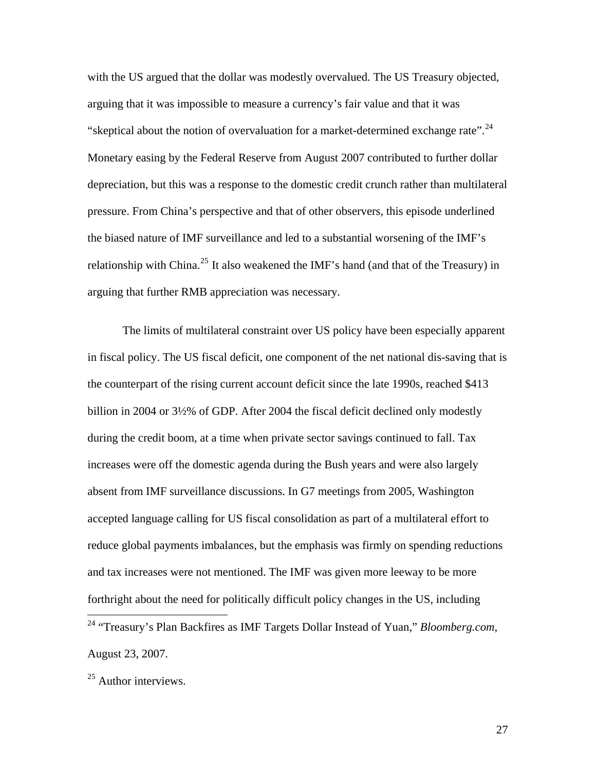with the US argued that the dollar was modestly overvalued. The US Treasury objected, arguing that it was impossible to measure a currency's fair value and that it was "skeptical about the notion of overvaluation for a market-determined exchange rate".[24] Monetary easing by the Federal Reserve from August 2007 contributed to further dollar depreciation, but this was a response to the domestic credit crunch rather than multilateral pressure. From China's perspective and that of other observers, this episode underlined the biased nature of IMF surveillance and led to a substantial worsening of the IMF's relationship with China.[25] It also weakened the IMF's hand (and that of the Treasury) in arguing that further RMB appreciation was necessary.

The limits of multilateral constraint over US policy have been especially apparent in fiscal policy. The US fiscal deficit, one component of the net national dis-saving that is the counterpart of the rising current account deficit since the late 1990s, reached $413 billion in 2004 or 3½% of GDP. After 2004 the fiscal deficit declined only modestly during the credit boom, at a time when private sector savings continued to fall. Tax increases were off the domestic agenda during the Bush years and were also largely absent from IMF surveillance discussions. In G7 meetings from 2005, Washington accepted language calling for US fiscal consolidation as part of a multilateral effort to reduce global payments imbalances, but the emphasis was firmly on spending reductions and tax increases were not mentioned. The IMF was given more leeway to be more forthright about the need for politically difficult policy changes in the US, including

[24] "Treasury's Plan Backfires as IMF Targets Dollar Instead of Yuan," *Bloomberg.com*, August 23, 2007.

[25] Author interviews.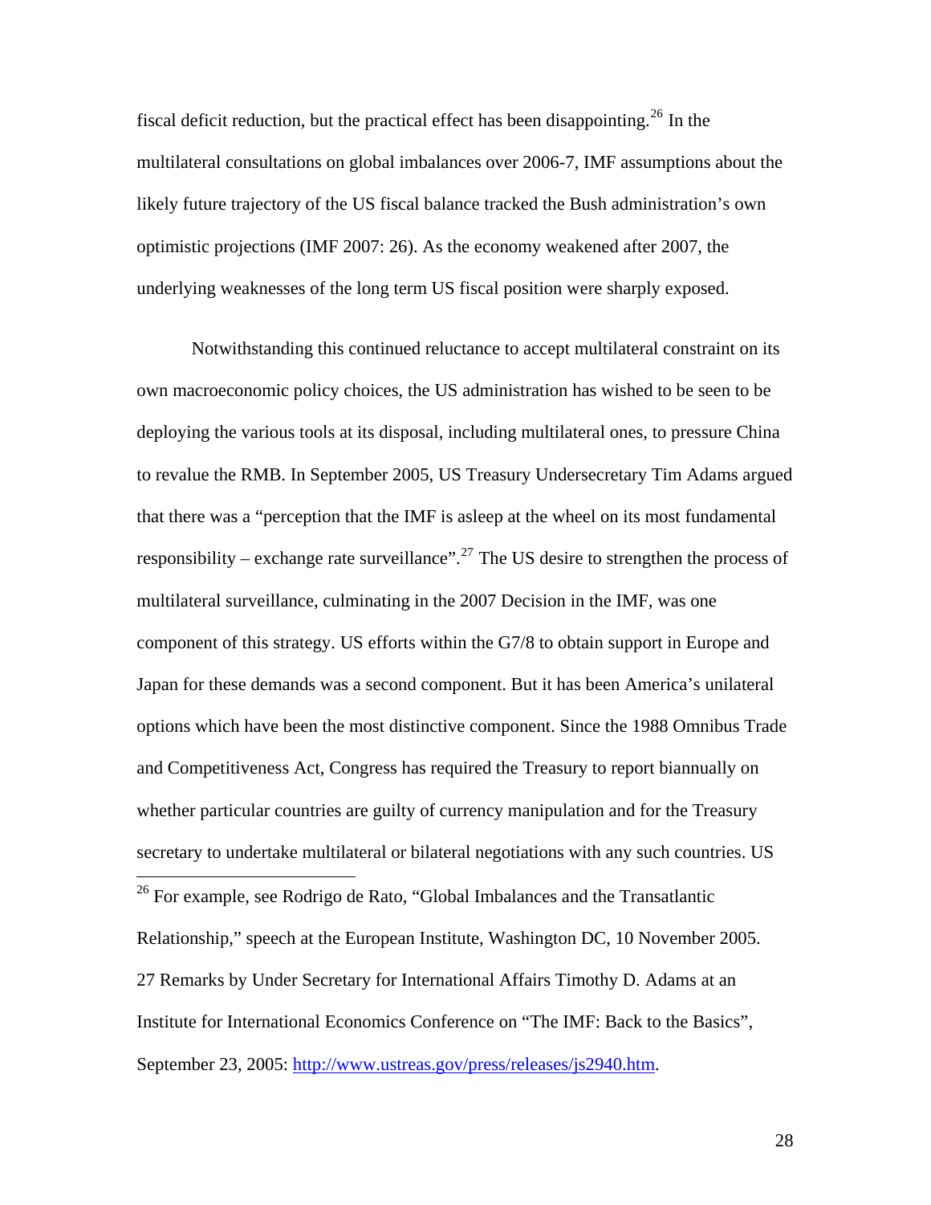fiscal deficit reduction, but the practical effect has been disappointing.[26] In the multilateral consultations on global imbalances over 2006-7, IMF assumptions about the likely future trajectory of the US fiscal balance tracked the Bush administration's own optimistic projections (IMF 2007: 26). As the economy weakened after 2007, the underlying weaknesses of the long term US fiscal position were sharply exposed.

Notwithstanding this continued reluctance to accept multilateral constraint on its own macroeconomic policy choices, the US administration has wished to be seen to be deploying the various tools at its disposal, including multilateral ones, to pressure China to revalue the RMB. In September 2005, US Treasury Undersecretary Tim Adams argued that there was a "perception that the IMF is asleep at the wheel on its most fundamental responsibility – exchange rate surveillance".[27] The US desire to strengthen the process of multilateral surveillance, culminating in the 2007 Decision in the IMF, was one component of this strategy. US efforts within the G7/8 to obtain support in Europe and Japan for these demands was a second component. But it has been America's unilateral options which have been the most distinctive component. Since the 1988 Omnibus Trade and Competitiveness Act, Congress has required the Treasury to report biannually on whether particular countries are guilty of currency manipulation and for the Treasury secretary to undertake multilateral or bilateral negotiations with any such countries. US

---

[26] For example, see Rodrigo de Rato, "Global Imbalances and the Transatlantic Relationship," speech at the European Institute, Washington DC, 10 November 2005.

27 Remarks by Under Secretary for International Affairs Timothy D. Adams at an Institute for International Economics Conference on "The IMF: Back to the Basics", September 23, 2005: http://www.ustreas.gov/press/releases/js2940.htm.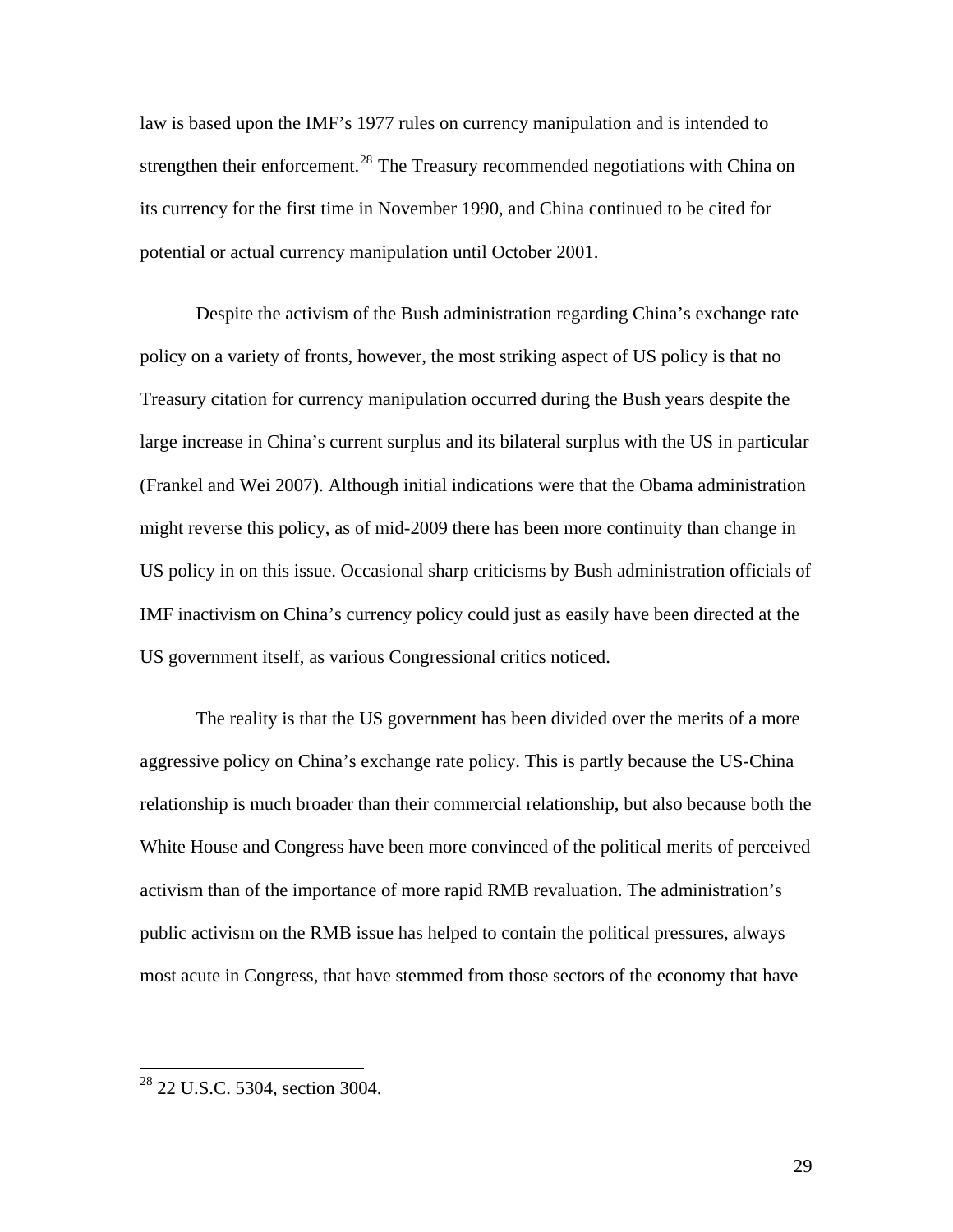law is based upon the IMF's 1977 rules on currency manipulation and is intended to strengthen their enforcement.[28] The Treasury recommended negotiations with China on its currency for the first time in November 1990, and China continued to be cited for potential or actual currency manipulation until October 2001.

Despite the activism of the Bush administration regarding China's exchange rate policy on a variety of fronts, however, the most striking aspect of US policy is that no Treasury citation for currency manipulation occurred during the Bush years despite the large increase in China's current surplus and its bilateral surplus with the US in particular (Frankel and Wei 2007). Although initial indications were that the Obama administration might reverse this policy, as of mid-2009 there has been more continuity than change in US policy in on this issue. Occasional sharp criticisms by Bush administration officials of IMF inactivism on China's currency policy could just as easily have been directed at the US government itself, as various Congressional critics noticed.

The reality is that the US government has been divided over the merits of a more aggressive policy on China's exchange rate policy. This is partly because the US-China relationship is much broader than their commercial relationship, but also because both the White House and Congress have been more convinced of the political merits of perceived activism than of the importance of more rapid RMB revaluation. The administration's public activism on the RMB issue has helped to contain the political pressures, always most acute in Congress, that have stemmed from those sectors of the economy that have

[28] 22 U.S.C. 5304, section 3004.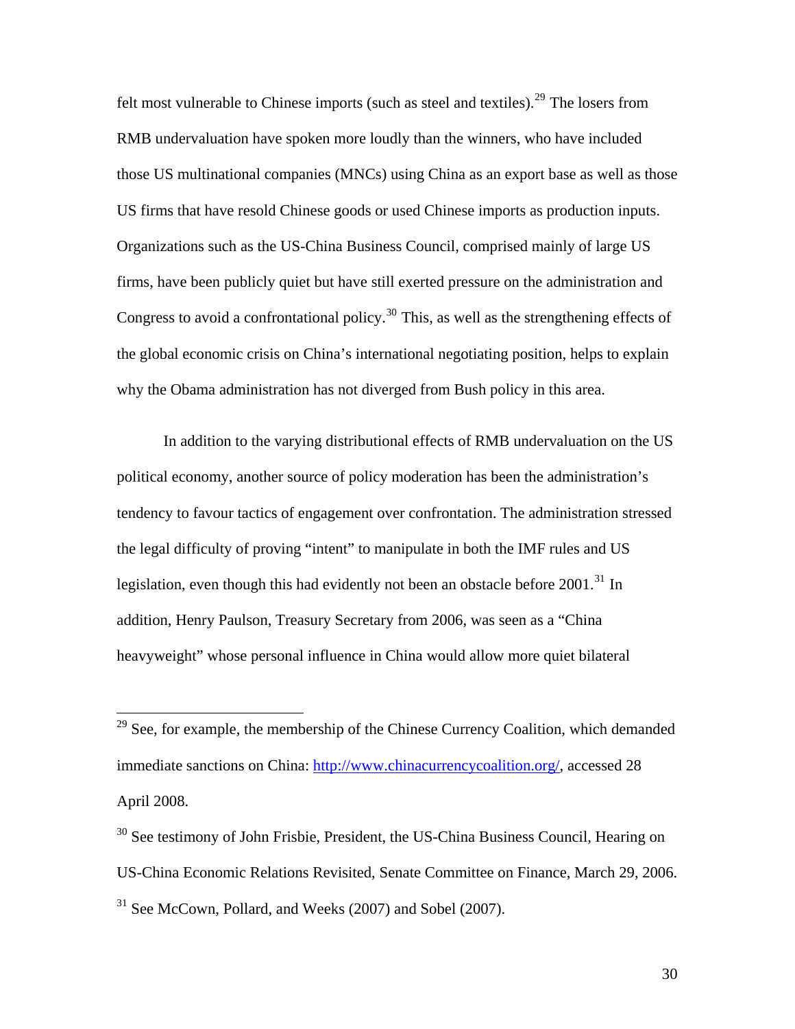felt most vulnerable to Chinese imports (such as steel and textiles).[29] The losers from RMB undervaluation have spoken more loudly than the winners, who have included those US multinational companies (MNCs) using China as an export base as well as those US firms that have resold Chinese goods or used Chinese imports as production inputs. Organizations such as the US-China Business Council, comprised mainly of large US firms, have been publicly quiet but have still exerted pressure on the administration and Congress to avoid a confrontational policy.[30] This, as well as the strengthening effects of the global economic crisis on China's international negotiating position, helps to explain why the Obama administration has not diverged from Bush policy in this area.

In addition to the varying distributional effects of RMB undervaluation on the US political economy, another source of policy moderation has been the administration's tendency to favour tactics of engagement over confrontation. The administration stressed the legal difficulty of proving "intent" to manipulate in both the IMF rules and US legislation, even though this had evidently not been an obstacle before 2001.[31] In addition, Henry Paulson, Treasury Secretary from 2006, was seen as a "China heavyweight" whose personal influence in China would allow more quiet bilateral

---

[29] See, for example, the membership of the Chinese Currency Coalition, which demanded immediate sanctions on China: http://www.chinacurrencycoalition.org/, accessed 28 April 2008.

[30] See testimony of John Frisbie, President, the US-China Business Council, Hearing on US-China Economic Relations Revisited, Senate Committee on Finance, March 29, 2006.

[31] See McCown, Pollard, and Weeks (2007) and Sobel (2007).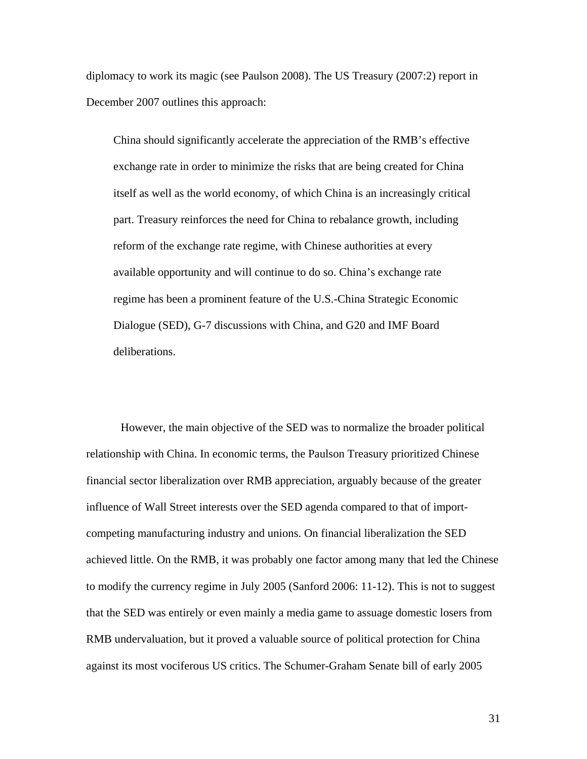diplomacy to work its magic (see Paulson 2008). The US Treasury (2007:2) report in December 2007 outlines this approach:

> China should significantly accelerate the appreciation of the RMB's effective exchange rate in order to minimize the risks that are being created for China itself as well as the world economy, of which China is an increasingly critical part. Treasury reinforces the need for China to rebalance growth, including reform of the exchange rate regime, with Chinese authorities at every available opportunity and will continue to do so. China's exchange rate regime has been a prominent feature of the U.S.-China Strategic Economic Dialogue (SED), G-7 discussions with China, and G20 and IMF Board deliberations.

However, the main objective of the SED was to normalize the broader political relationship with China. In economic terms, the Paulson Treasury prioritized Chinese financial sector liberalization over RMB appreciation, arguably because of the greater influence of Wall Street interests over the SED agenda compared to that of import-competing manufacturing industry and unions. On financial liberalization the SED achieved little. On the RMB, it was probably one factor among many that led the Chinese to modify the currency regime in July 2005 (Sanford 2006: 11-12). This is not to suggest that the SED was entirely or even mainly a media game to assuage domestic losers from RMB undervaluation, but it proved a valuable source of political protection for China against its most vociferous US critics. The Schumer-Graham Senate bill of early 2005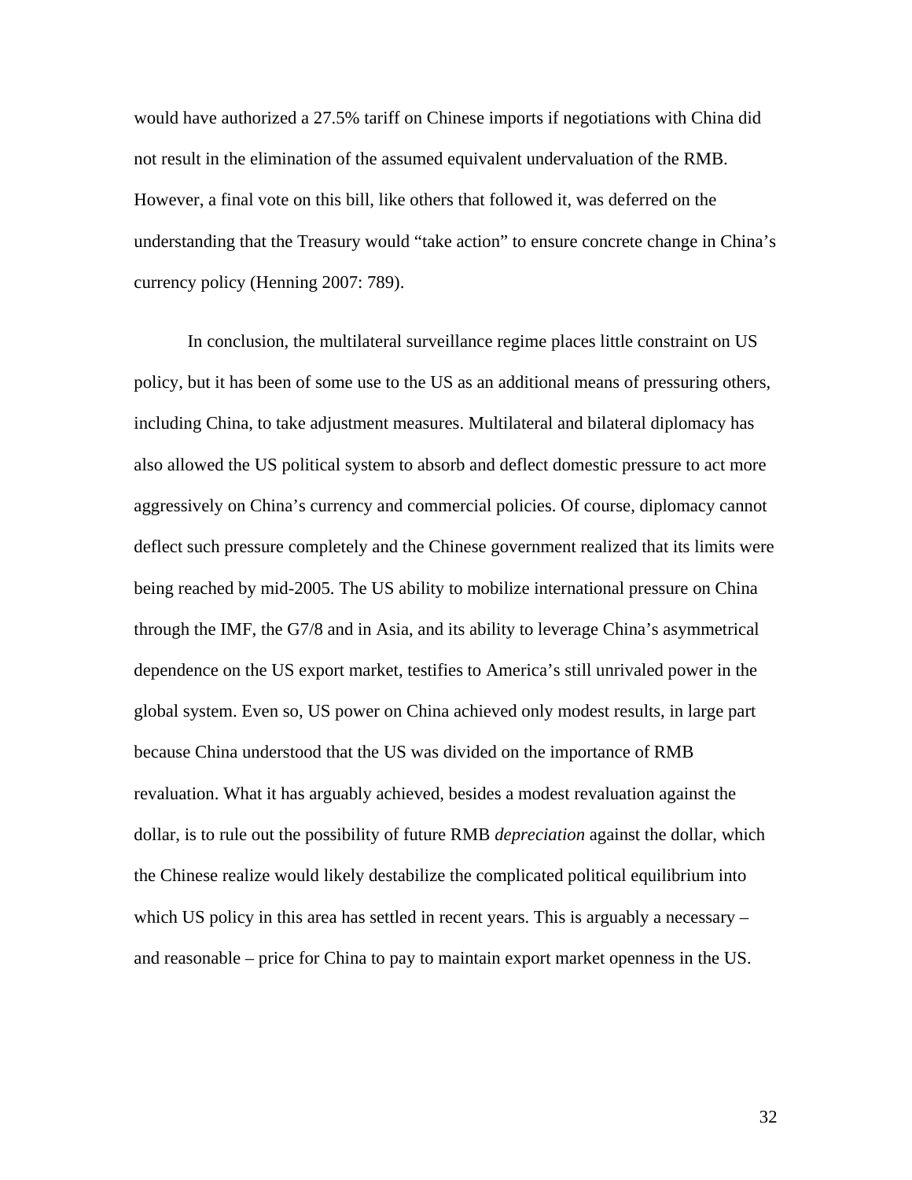would have authorized a 27.5% tariff on Chinese imports if negotiations with China did not result in the elimination of the assumed equivalent undervaluation of the RMB. However, a final vote on this bill, like others that followed it, was deferred on the understanding that the Treasury would "take action" to ensure concrete change in China's currency policy (Henning 2007: 789).

In conclusion, the multilateral surveillance regime places little constraint on US policy, but it has been of some use to the US as an additional means of pressuring others, including China, to take adjustment measures. Multilateral and bilateral diplomacy has also allowed the US political system to absorb and deflect domestic pressure to act more aggressively on China's currency and commercial policies. Of course, diplomacy cannot deflect such pressure completely and the Chinese government realized that its limits were being reached by mid-2005. The US ability to mobilize international pressure on China through the IMF, the G7/8 and in Asia, and its ability to leverage China's asymmetrical dependence on the US export market, testifies to America's still unrivaled power in the global system. Even so, US power on China achieved only modest results, in large part because China understood that the US was divided on the importance of RMB revaluation. What it has arguably achieved, besides a modest revaluation against the dollar, is to rule out the possibility of future RMB *depreciation* against the dollar, which the Chinese realize would likely destabilize the complicated political equilibrium into which US policy in this area has settled in recent years. This is arguably a necessary – and reasonable – price for China to pay to maintain export market openness in the US.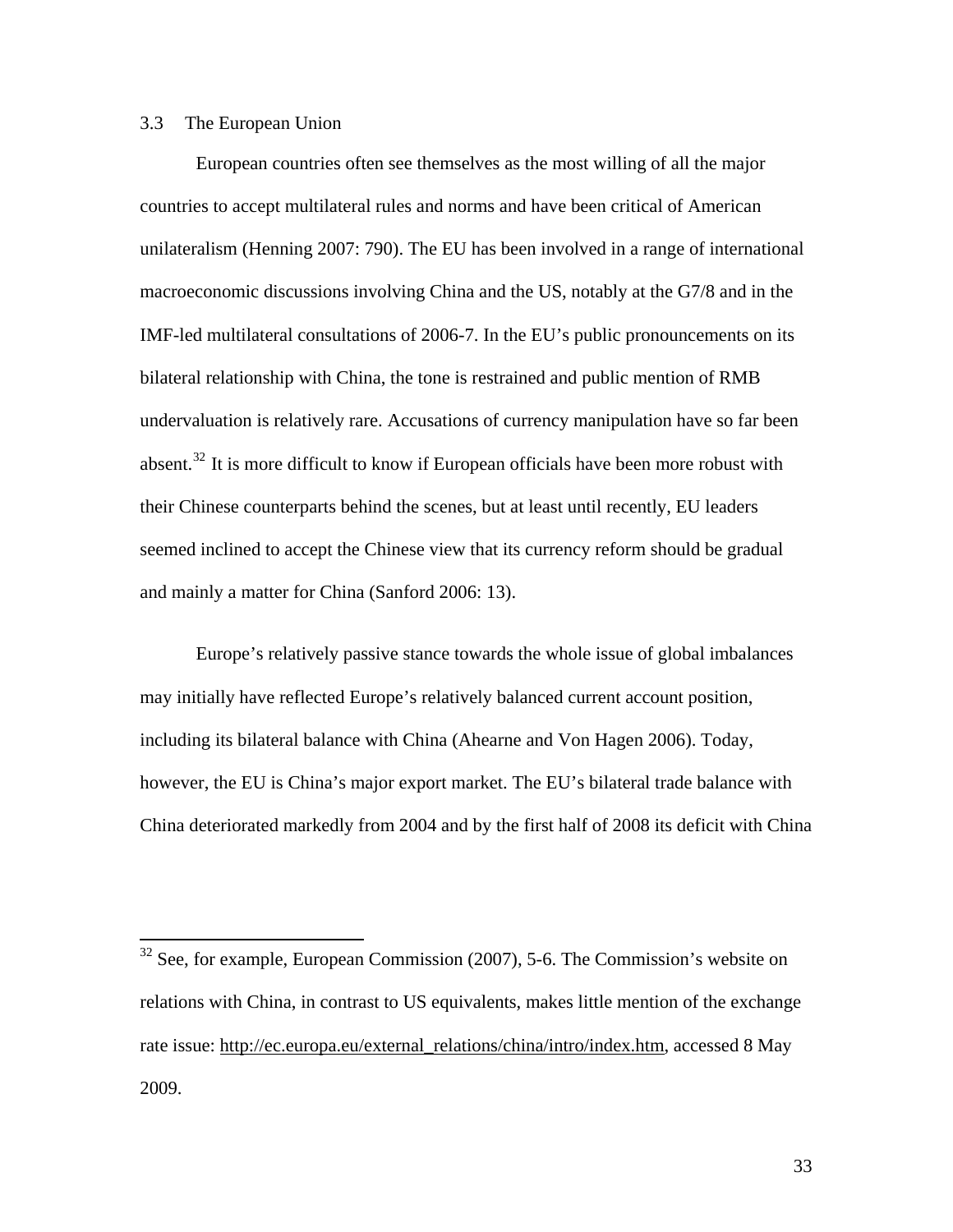### 3.3 The European Union

European countries often see themselves as the most willing of all the major countries to accept multilateral rules and norms and have been critical of American unilateralism (Henning 2007: 790). The EU has been involved in a range of international macroeconomic discussions involving China and the US, notably at the G7/8 and in the IMF-led multilateral consultations of 2006-7. In the EU's public pronouncements on its bilateral relationship with China, the tone is restrained and public mention of RMB undervaluation is relatively rare. Accusations of currency manipulation have so far been absent.[32] It is more difficult to know if European officials have been more robust with their Chinese counterparts behind the scenes, but at least until recently, EU leaders seemed inclined to accept the Chinese view that its currency reform should be gradual and mainly a matter for China (Sanford 2006: 13).

Europe's relatively passive stance towards the whole issue of global imbalances may initially have reflected Europe's relatively balanced current account position, including its bilateral balance with China (Ahearne and Von Hagen 2006). Today, however, the EU is China's major export market. The EU's bilateral trade balance with China deteriorated markedly from 2004 and by the first half of 2008 its deficit with China

---

[32] See, for example, European Commission (2007), 5-6. The Commission's website on relations with China, in contrast to US equivalents, makes little mention of the exchange rate issue: http://ec.europa.eu/external_relations/china/intro/index.htm, accessed 8 May 2009.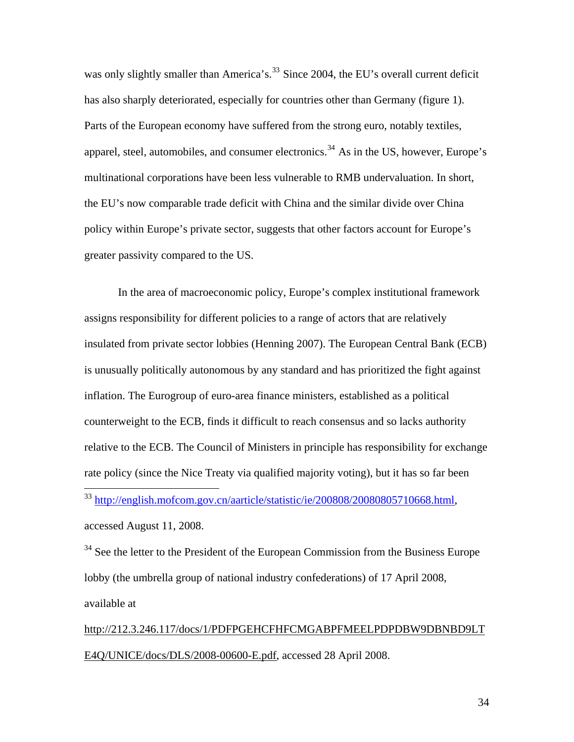was only slightly smaller than America's.[33] Since 2004, the EU's overall current deficit has also sharply deteriorated, especially for countries other than Germany (figure 1). Parts of the European economy have suffered from the strong euro, notably textiles, apparel, steel, automobiles, and consumer electronics.[34] As in the US, however, Europe's multinational corporations have been less vulnerable to RMB undervaluation. In short, the EU's now comparable trade deficit with China and the similar divide over China policy within Europe's private sector, suggests that other factors account for Europe's greater passivity compared to the US.

In the area of macroeconomic policy, Europe's complex institutional framework assigns responsibility for different policies to a range of actors that are relatively insulated from private sector lobbies (Henning 2007). The European Central Bank (ECB) is unusually politically autonomous by any standard and has prioritized the fight against inflation. The Eurogroup of euro-area finance ministers, established as a political counterweight to the ECB, finds it difficult to reach consensus and so lacks authority relative to the ECB. The Council of Ministers in principle has responsibility for exchange rate policy (since the Nice Treaty via qualified majority voting), but it has so far been

---

[33] http://english.mofcom.gov.cn/aarticle/statistic/ie/200808/20080805710668.html, accessed August 11, 2008.

[34] See the letter to the President of the European Commission from the Business Europe lobby (the umbrella group of national industry confederations) of 17 April 2008, available at http://212.3.246.117/docs/1/PDFPGEHCFHFCMGABPFMEELPDPDBW9DBNBD9LTE4Q/UNICE/docs/DLS/2008-00600-E.pdf, accessed 28 April 2008.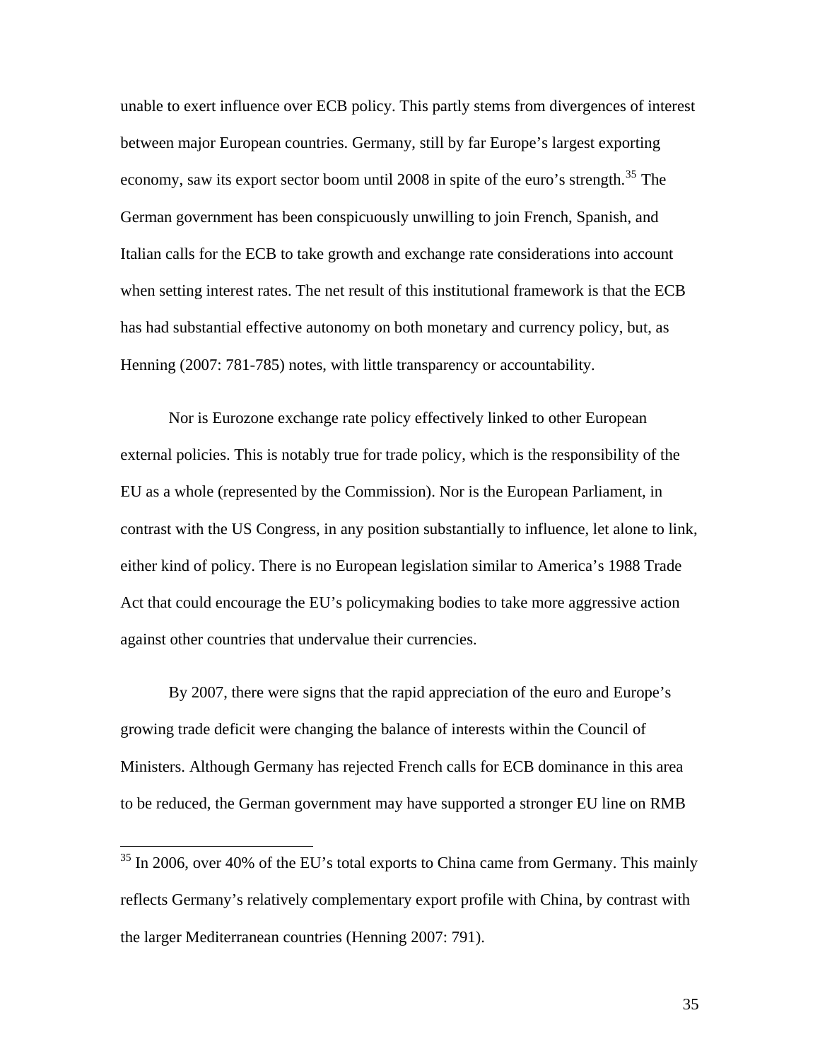unable to exert influence over ECB policy. This partly stems from divergences of interest between major European countries. Germany, still by far Europe's largest exporting economy, saw its export sector boom until 2008 in spite of the euro's strength.[35] The German government has been conspicuously unwilling to join French, Spanish, and Italian calls for the ECB to take growth and exchange rate considerations into account when setting interest rates. The net result of this institutional framework is that the ECB has had substantial effective autonomy on both monetary and currency policy, but, as Henning (2007: 781-785) notes, with little transparency or accountability.

Nor is Eurozone exchange rate policy effectively linked to other European external policies. This is notably true for trade policy, which is the responsibility of the EU as a whole (represented by the Commission). Nor is the European Parliament, in contrast with the US Congress, in any position substantially to influence, let alone to link, either kind of policy. There is no European legislation similar to America's 1988 Trade Act that could encourage the EU's policymaking bodies to take more aggressive action against other countries that undervalue their currencies.

By 2007, there were signs that the rapid appreciation of the euro and Europe's growing trade deficit were changing the balance of interests within the Council of Ministers. Although Germany has rejected French calls for ECB dominance in this area to be reduced, the German government may have supported a stronger EU line on RMB

---

[35] In 2006, over 40% of the EU's total exports to China came from Germany. This mainly reflects Germany's relatively complementary export profile with China, by contrast with the larger Mediterranean countries (Henning 2007: 791).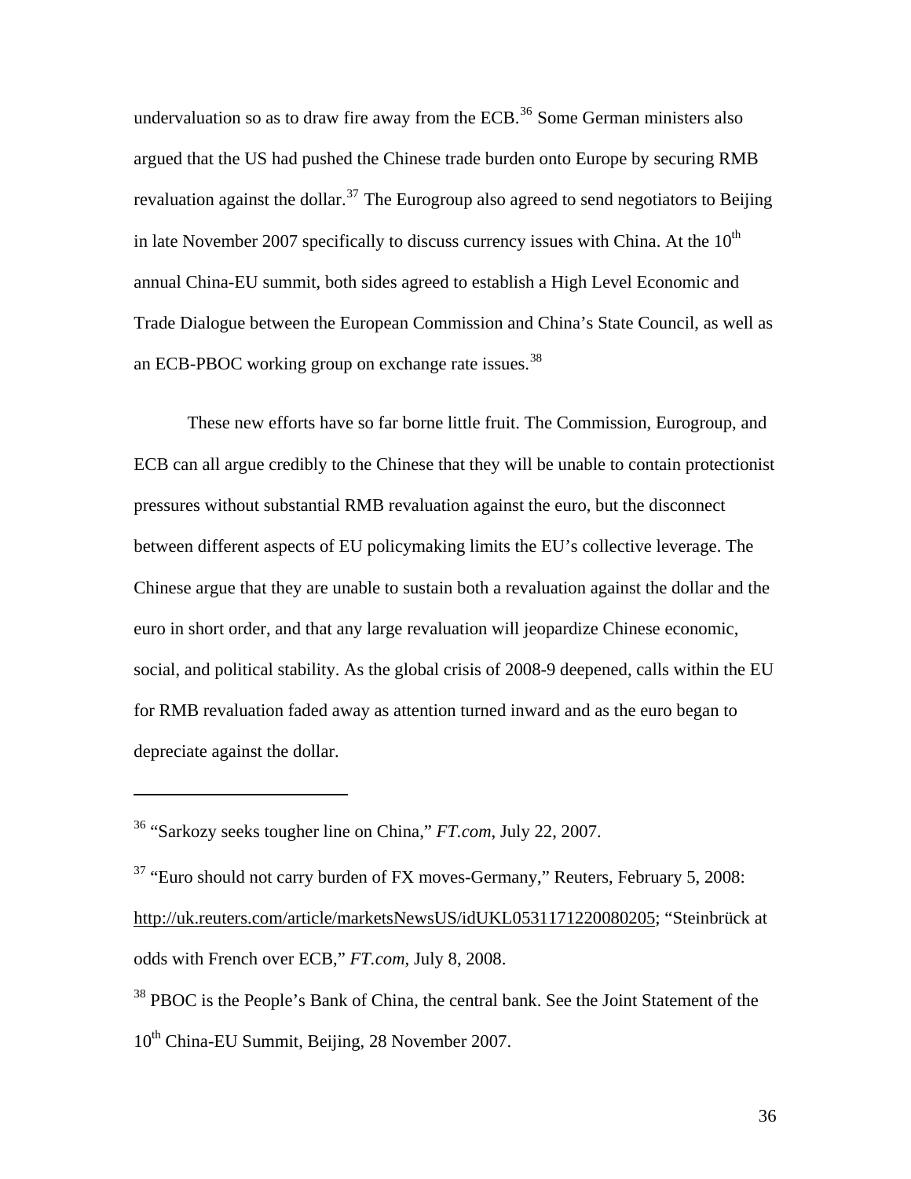undervaluation so as to draw fire away from the ECB.[36] Some German ministers also argued that the US had pushed the Chinese trade burden onto Europe by securing RMB revaluation against the dollar.[37] The Eurogroup also agreed to send negotiators to Beijing in late November 2007 specifically to discuss currency issues with China. At the 10th annual China-EU summit, both sides agreed to establish a High Level Economic and Trade Dialogue between the European Commission and China's State Council, as well as an ECB-PBOC working group on exchange rate issues.[38]

These new efforts have so far borne little fruit. The Commission, Eurogroup, and ECB can all argue credibly to the Chinese that they will be unable to contain protectionist pressures without substantial RMB revaluation against the euro, but the disconnect between different aspects of EU policymaking limits the EU's collective leverage. The Chinese argue that they are unable to sustain both a revaluation against the dollar and the euro in short order, and that any large revaluation will jeopardize Chinese economic, social, and political stability. As the global crisis of 2008-9 deepened, calls within the EU for RMB revaluation faded away as attention turned inward and as the euro began to depreciate against the dollar.

---

[36] "Sarkozy seeks tougher line on China," *FT.com*, July 22, 2007.

[37] "Euro should not carry burden of FX moves-Germany," Reuters, February 5, 2008: http://uk.reuters.com/article/marketsNewsUS/idUKL0531171220080205; "Steinbrück at odds with French over ECB," *FT.com*, July 8, 2008.

[38] PBOC is the People's Bank of China, the central bank. See the Joint Statement of the 10th China-EU Summit, Beijing, 28 November 2007.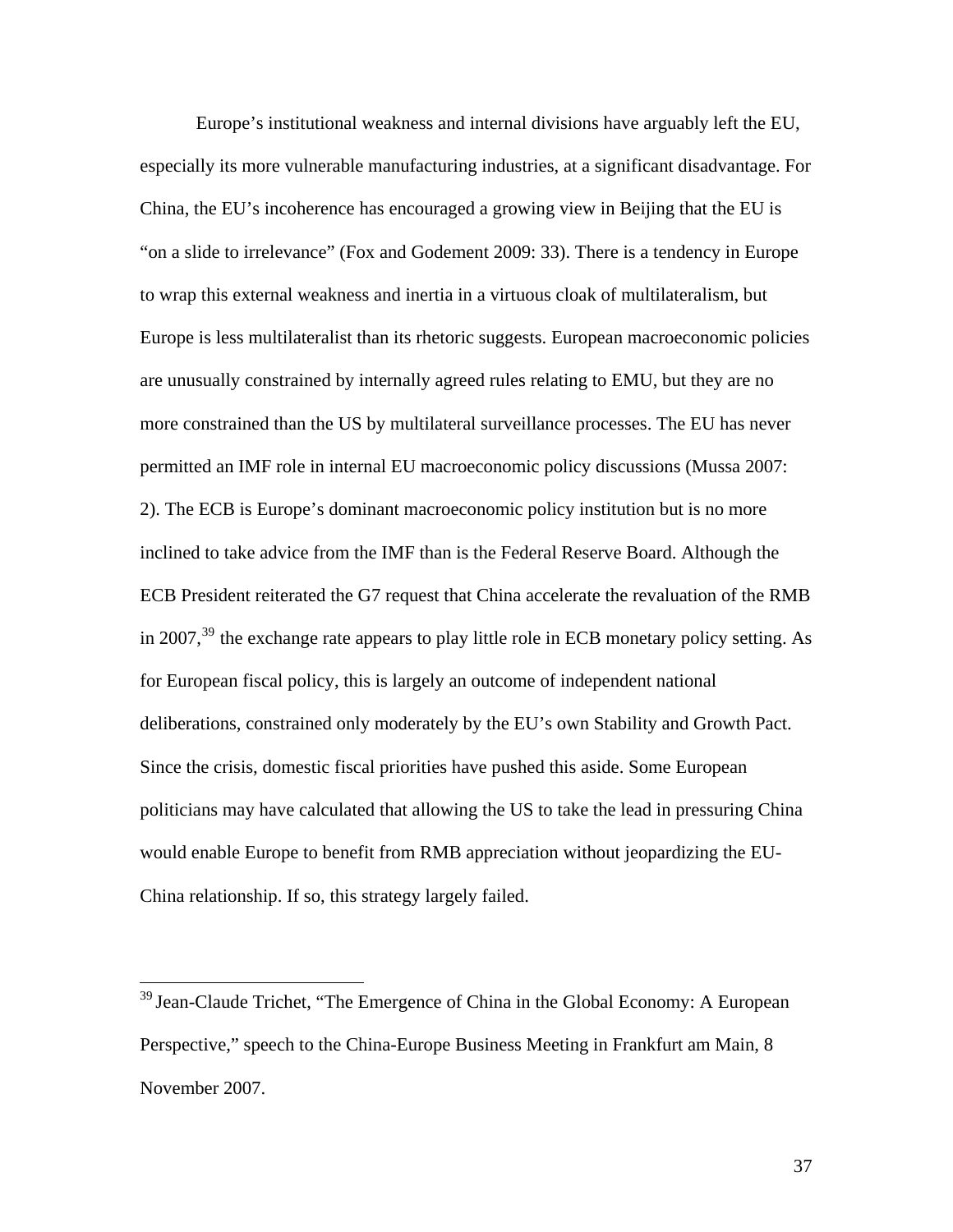Europe's institutional weakness and internal divisions have arguably left the EU, especially its more vulnerable manufacturing industries, at a significant disadvantage. For China, the EU's incoherence has encouraged a growing view in Beijing that the EU is "on a slide to irrelevance" (Fox and Godement 2009: 33). There is a tendency in Europe to wrap this external weakness and inertia in a virtuous cloak of multilateralism, but Europe is less multilateralist than its rhetoric suggests. European macroeconomic policies are unusually constrained by internally agreed rules relating to EMU, but they are no more constrained than the US by multilateral surveillance processes. The EU has never permitted an IMF role in internal EU macroeconomic policy discussions (Mussa 2007: 2). The ECB is Europe's dominant macroeconomic policy institution but is no more inclined to take advice from the IMF than is the Federal Reserve Board. Although the ECB President reiterated the G7 request that China accelerate the revaluation of the RMB in 2007,[39] the exchange rate appears to play little role in ECB monetary policy setting. As for European fiscal policy, this is largely an outcome of independent national deliberations, constrained only moderately by the EU's own Stability and Growth Pact. Since the crisis, domestic fiscal priorities have pushed this aside. Some European politicians may have calculated that allowing the US to take the lead in pressuring China would enable Europe to benefit from RMB appreciation without jeopardizing the EU-China relationship. If so, this strategy largely failed.

---

[39] Jean-Claude Trichet, "The Emergence of China in the Global Economy: A European Perspective," speech to the China-Europe Business Meeting in Frankfurt am Main, 8 November 2007.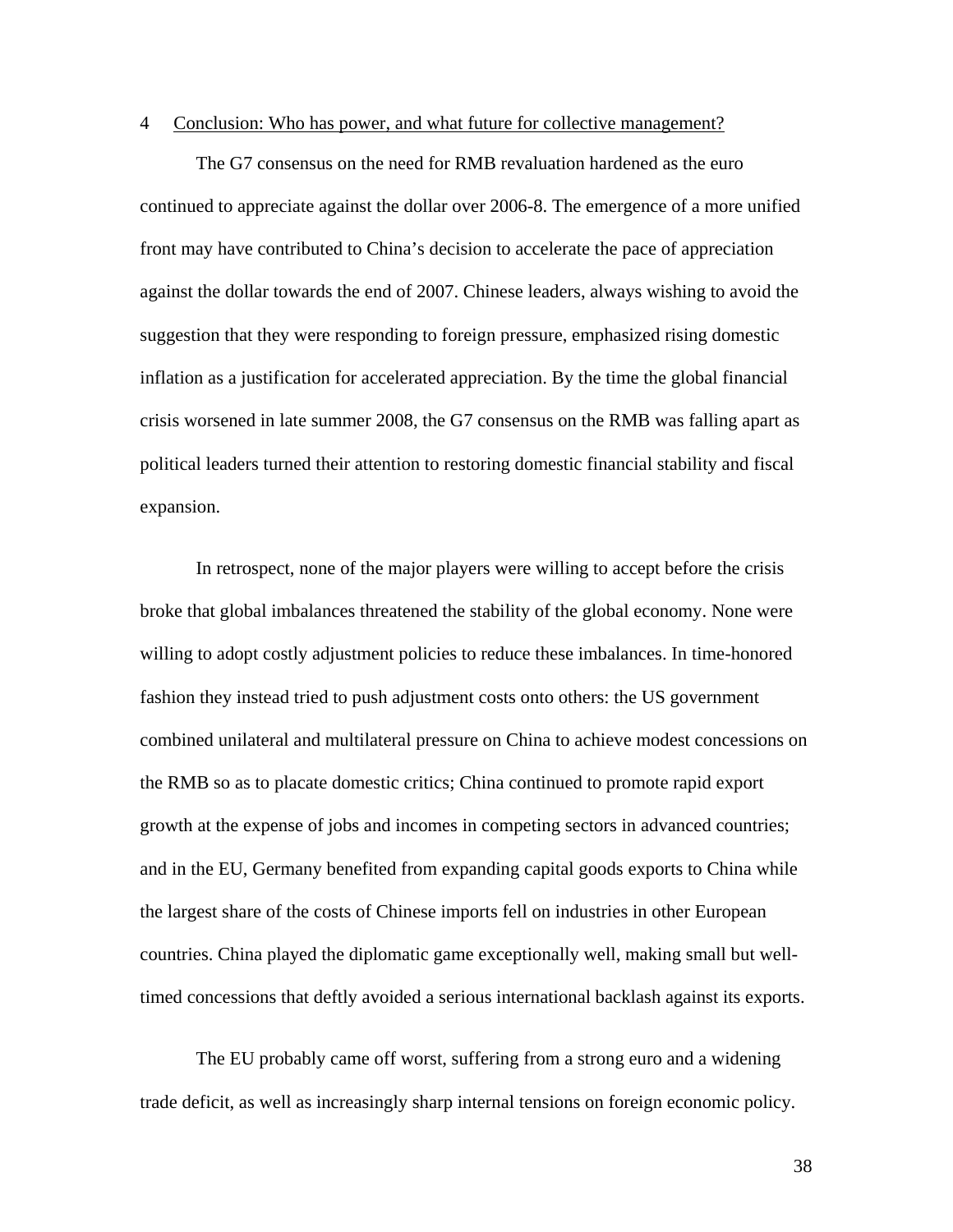## 4 Conclusion: Who has power, and what future for collective management?

The G7 consensus on the need for RMB revaluation hardened as the euro continued to appreciate against the dollar over 2006-8. The emergence of a more unified front may have contributed to China's decision to accelerate the pace of appreciation against the dollar towards the end of 2007. Chinese leaders, always wishing to avoid the suggestion that they were responding to foreign pressure, emphasized rising domestic inflation as a justification for accelerated appreciation. By the time the global financial crisis worsened in late summer 2008, the G7 consensus on the RMB was falling apart as political leaders turned their attention to restoring domestic financial stability and fiscal expansion.

In retrospect, none of the major players were willing to accept before the crisis broke that global imbalances threatened the stability of the global economy. None were willing to adopt costly adjustment policies to reduce these imbalances. In time-honored fashion they instead tried to push adjustment costs onto others: the US government combined unilateral and multilateral pressure on China to achieve modest concessions on the RMB so as to placate domestic critics; China continued to promote rapid export growth at the expense of jobs and incomes in competing sectors in advanced countries; and in the EU, Germany benefited from expanding capital goods exports to China while the largest share of the costs of Chinese imports fell on industries in other European countries. China played the diplomatic game exceptionally well, making small but well-timed concessions that deftly avoided a serious international backlash against its exports.

The EU probably came off worst, suffering from a strong euro and a widening trade deficit, as well as increasingly sharp internal tensions on foreign economic policy.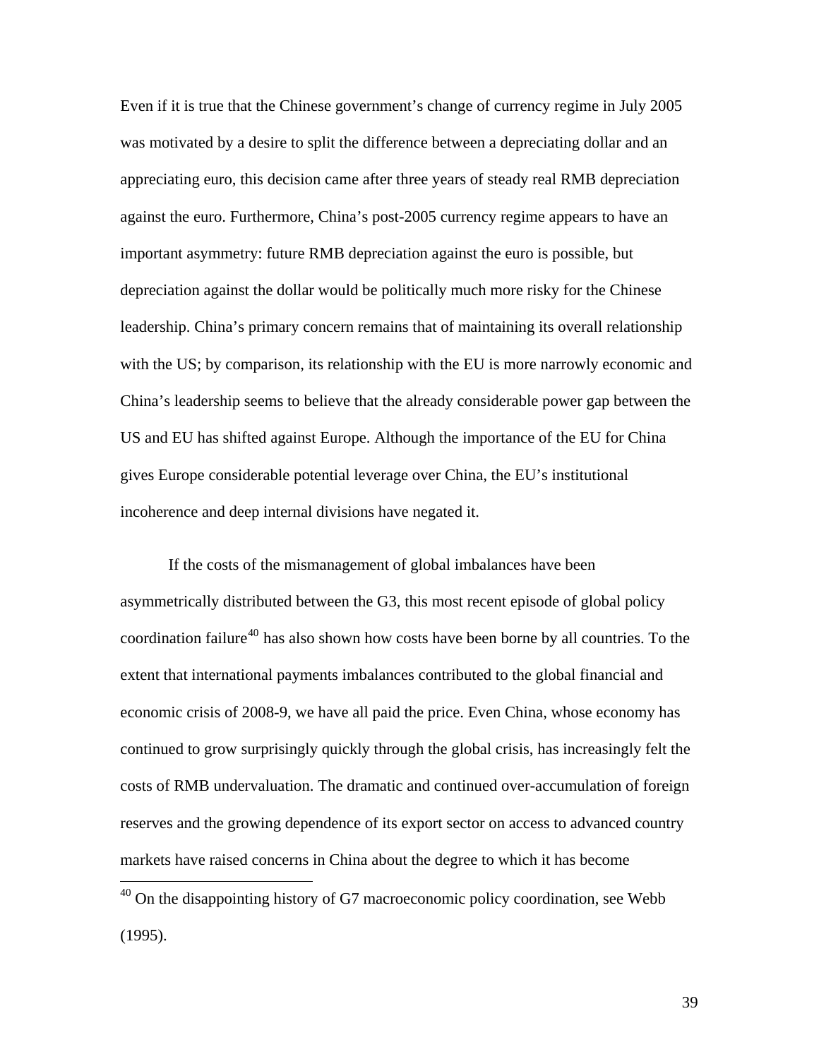Even if it is true that the Chinese government's change of currency regime in July 2005 was motivated by a desire to split the difference between a depreciating dollar and an appreciating euro, this decision came after three years of steady real RMB depreciation against the euro. Furthermore, China's post-2005 currency regime appears to have an important asymmetry: future RMB depreciation against the euro is possible, but depreciation against the dollar would be politically much more risky for the Chinese leadership. China's primary concern remains that of maintaining its overall relationship with the US; by comparison, its relationship with the EU is more narrowly economic and China's leadership seems to believe that the already considerable power gap between the US and EU has shifted against Europe. Although the importance of the EU for China gives Europe considerable potential leverage over China, the EU's institutional incoherence and deep internal divisions have negated it.

If the costs of the mismanagement of global imbalances have been asymmetrically distributed between the G3, this most recent episode of global policy coordination failure[40] has also shown how costs have been borne by all countries. To the extent that international payments imbalances contributed to the global financial and economic crisis of 2008-9, we have all paid the price. Even China, whose economy has continued to grow surprisingly quickly through the global crisis, has increasingly felt the costs of RMB undervaluation. The dramatic and continued over-accumulation of foreign reserves and the growing dependence of its export sector on access to advanced country markets have raised concerns in China about the degree to which it has become

[40] On the disappointing history of G7 macroeconomic policy coordination, see Webb (1995).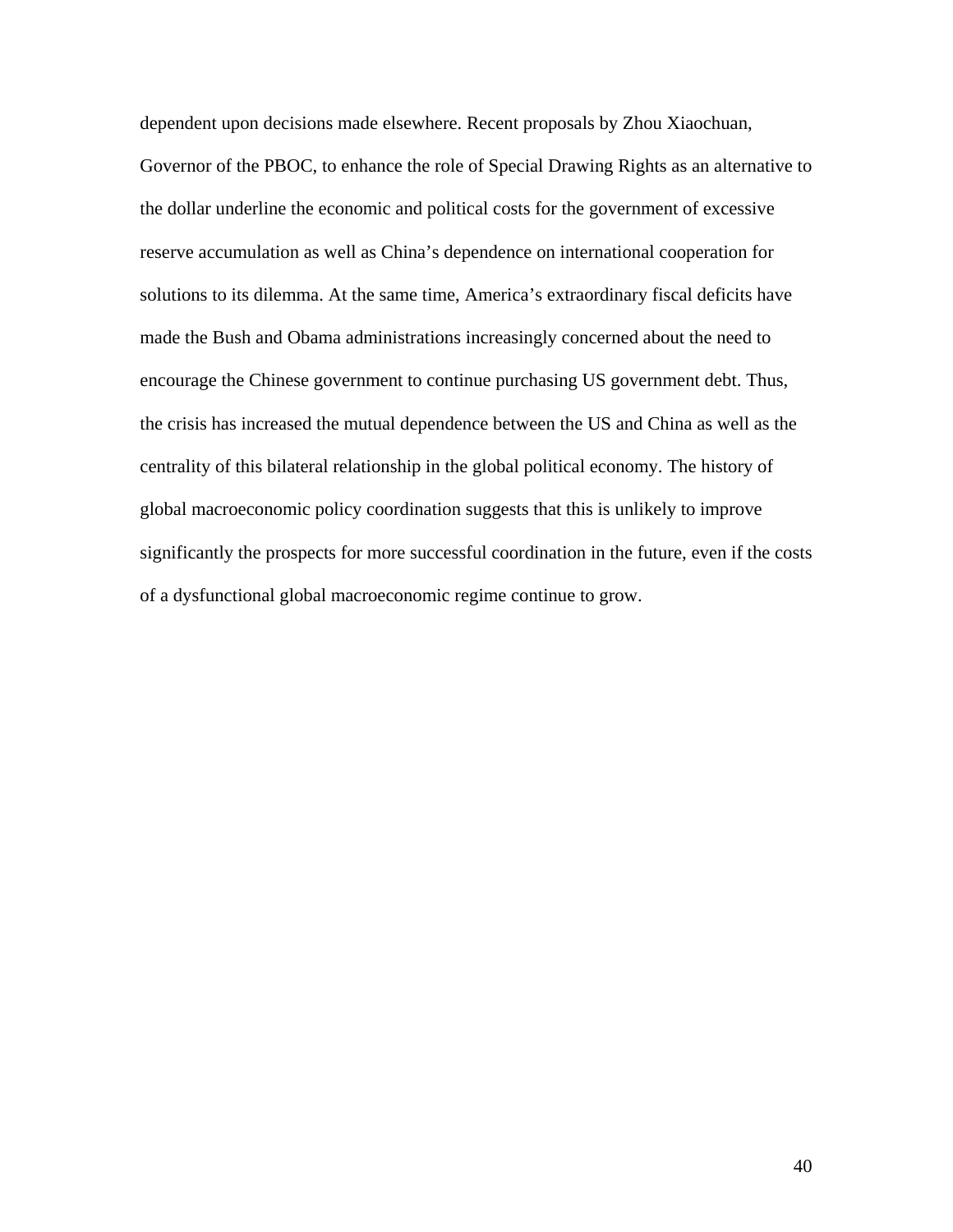dependent upon decisions made elsewhere. Recent proposals by Zhou Xiaochuan, Governor of the PBOC, to enhance the role of Special Drawing Rights as an alternative to the dollar underline the economic and political costs for the government of excessive reserve accumulation as well as China's dependence on international cooperation for solutions to its dilemma. At the same time, America's extraordinary fiscal deficits have made the Bush and Obama administrations increasingly concerned about the need to encourage the Chinese government to continue purchasing US government debt. Thus, the crisis has increased the mutual dependence between the US and China as well as the centrality of this bilateral relationship in the global political economy. The history of global macroeconomic policy coordination suggests that this is unlikely to improve significantly the prospects for more successful coordination in the future, even if the costs of a dysfunctional global macroeconomic regime continue to grow.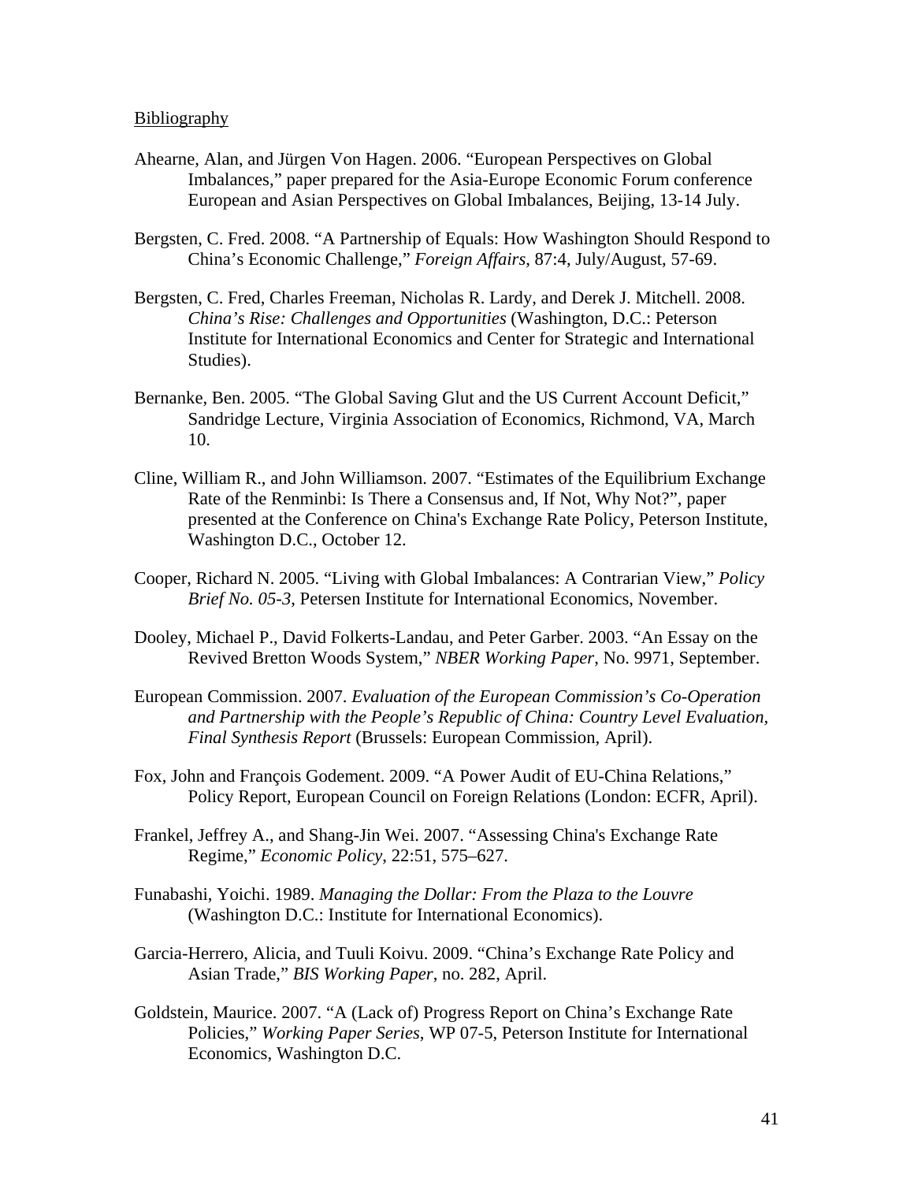Bibliography

Ahearne, Alan, and Jürgen Von Hagen. 2006. "European Perspectives on Global Imbalances," paper prepared for the Asia-Europe Economic Forum conference European and Asian Perspectives on Global Imbalances, Beijing, 13-14 July.

Bergsten, C. Fred. 2008. "A Partnership of Equals: How Washington Should Respond to China's Economic Challenge," *Foreign Affairs*, 87:4, July/August, 57-69.

Bergsten, C. Fred, Charles Freeman, Nicholas R. Lardy, and Derek J. Mitchell. 2008. *China's Rise: Challenges and Opportunities* (Washington, D.C.: Peterson Institute for International Economics and Center for Strategic and International Studies).

Bernanke, Ben. 2005. "The Global Saving Glut and the US Current Account Deficit," Sandridge Lecture, Virginia Association of Economics, Richmond, VA, March 10.

Cline, William R., and John Williamson. 2007. "Estimates of the Equilibrium Exchange Rate of the Renminbi: Is There a Consensus and, If Not, Why Not?", paper presented at the Conference on China's Exchange Rate Policy, Peterson Institute, Washington D.C., October 12.

Cooper, Richard N. 2005. "Living with Global Imbalances: A Contrarian View," *Policy Brief No. 05-3*, Petersen Institute for International Economics, November.

Dooley, Michael P., David Folkerts-Landau, and Peter Garber. 2003. "An Essay on the Revived Bretton Woods System," *NBER Working Paper*, No. 9971, September.

European Commission. 2007. *Evaluation of the European Commission's Co-Operation and Partnership with the People's Republic of China: Country Level Evaluation, Final Synthesis Report* (Brussels: European Commission, April).

Fox, John and François Godement. 2009. "A Power Audit of EU-China Relations," Policy Report, European Council on Foreign Relations (London: ECFR, April).

Frankel, Jeffrey A., and Shang-Jin Wei. 2007. "Assessing China's Exchange Rate Regime," *Economic Policy*, 22:51, 575–627.

Funabashi, Yoichi. 1989. *Managing the Dollar: From the Plaza to the Louvre* (Washington D.C.: Institute for International Economics).

Garcia-Herrero, Alicia, and Tuuli Koivu. 2009. "China's Exchange Rate Policy and Asian Trade," *BIS Working Paper*, no. 282, April.

Goldstein, Maurice. 2007. "A (Lack of) Progress Report on China's Exchange Rate Policies," *Working Paper Series*, WP 07-5, Peterson Institute for International Economics, Washington D.C.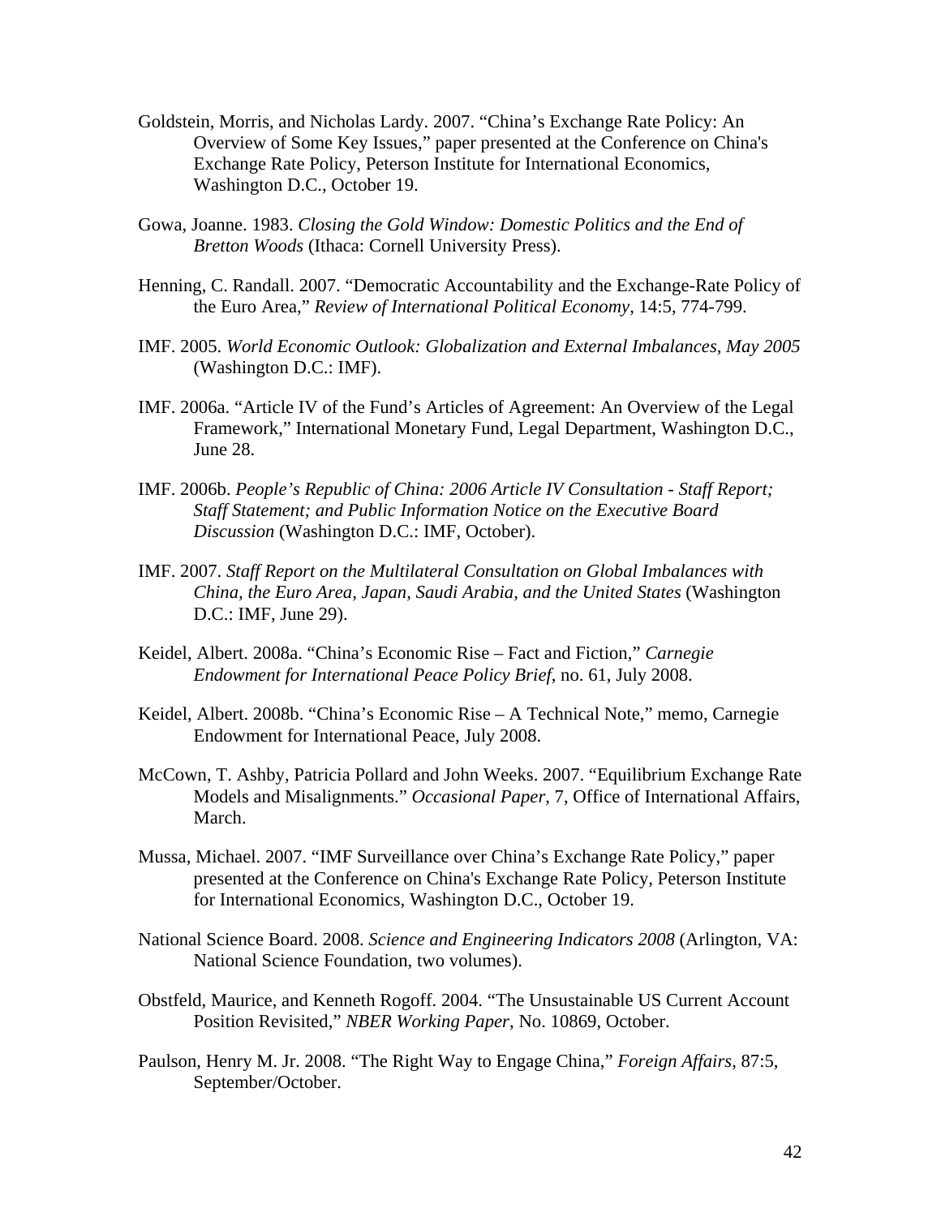Goldstein, Morris, and Nicholas Lardy. 2007. "China's Exchange Rate Policy: An Overview of Some Key Issues," paper presented at the Conference on China's Exchange Rate Policy, Peterson Institute for International Economics, Washington D.C., October 19.

Gowa, Joanne. 1983. *Closing the Gold Window: Domestic Politics and the End of Bretton Woods* (Ithaca: Cornell University Press).

Henning, C. Randall. 2007. "Democratic Accountability and the Exchange-Rate Policy of the Euro Area," *Review of International Political Economy*, 14:5, 774-799.

IMF. 2005. *World Economic Outlook: Globalization and External Imbalances, May 2005* (Washington D.C.: IMF).

IMF. 2006a. "Article IV of the Fund's Articles of Agreement: An Overview of the Legal Framework," International Monetary Fund, Legal Department, Washington D.C., June 28.

IMF. 2006b. *People's Republic of China: 2006 Article IV Consultation - Staff Report; Staff Statement; and Public Information Notice on the Executive Board Discussion* (Washington D.C.: IMF, October).

IMF. 2007. *Staff Report on the Multilateral Consultation on Global Imbalances with China, the Euro Area, Japan, Saudi Arabia, and the United States* (Washington D.C.: IMF, June 29).

Keidel, Albert. 2008a. "China's Economic Rise – Fact and Fiction," *Carnegie Endowment for International Peace Policy Brief*, no. 61, July 2008.

Keidel, Albert. 2008b. "China's Economic Rise – A Technical Note," memo, Carnegie Endowment for International Peace, July 2008.

McCown, T. Ashby, Patricia Pollard and John Weeks. 2007. "Equilibrium Exchange Rate Models and Misalignments." *Occasional Paper*, 7, Office of International Affairs, March.

Mussa, Michael. 2007. "IMF Surveillance over China's Exchange Rate Policy," paper presented at the Conference on China's Exchange Rate Policy, Peterson Institute for International Economics, Washington D.C., October 19.

National Science Board. 2008. *Science and Engineering Indicators 2008* (Arlington, VA: National Science Foundation, two volumes).

Obstfeld, Maurice, and Kenneth Rogoff. 2004. "The Unsustainable US Current Account Position Revisited," *NBER Working Paper*, No. 10869, October.

Paulson, Henry M. Jr. 2008. "The Right Way to Engage China," *Foreign Affairs*, 87:5, September/October.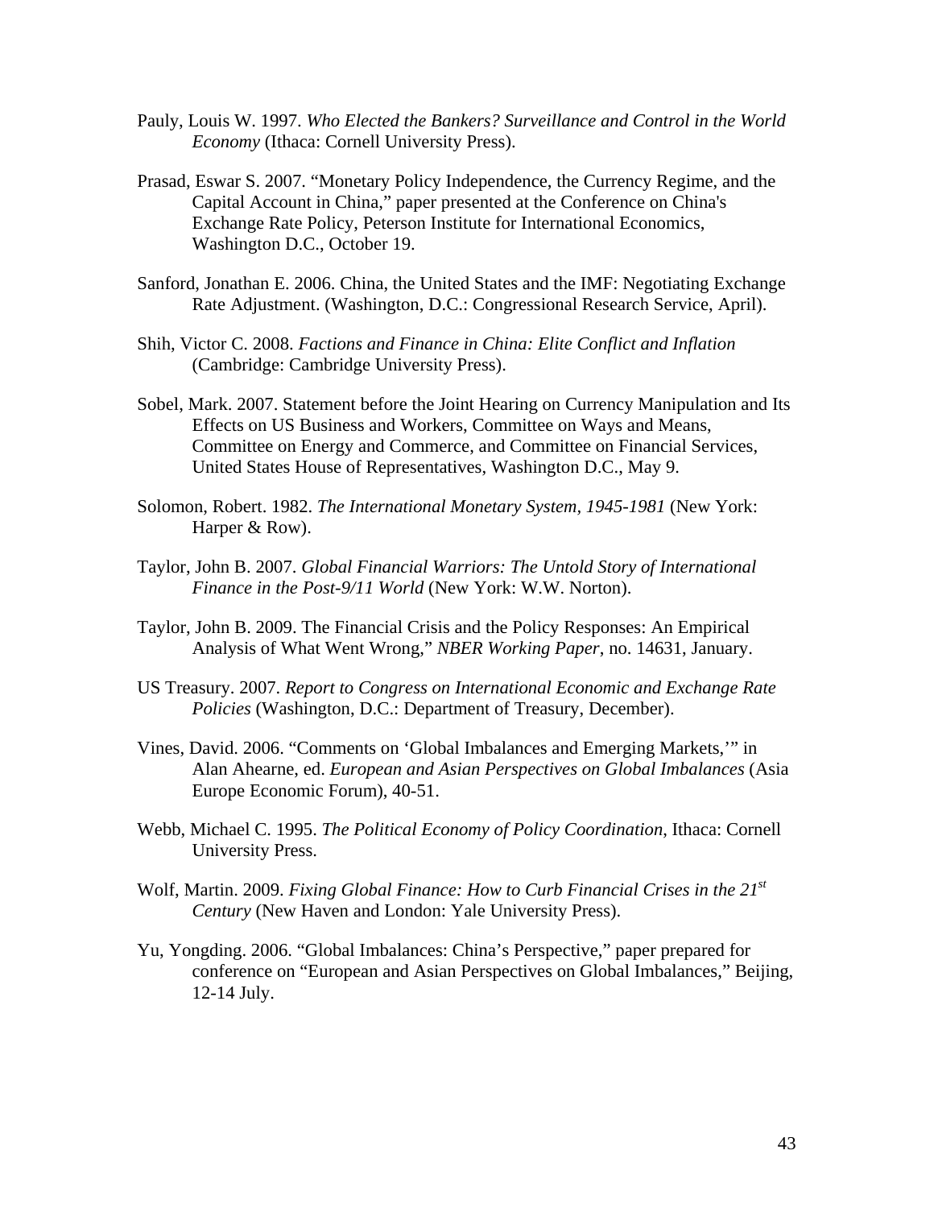Pauly, Louis W. 1997. *Who Elected the Bankers? Surveillance and Control in the World Economy* (Ithaca: Cornell University Press).

Prasad, Eswar S. 2007. "Monetary Policy Independence, the Currency Regime, and the Capital Account in China," paper presented at the Conference on China's Exchange Rate Policy, Peterson Institute for International Economics, Washington D.C., October 19.

Sanford, Jonathan E. 2006. China, the United States and the IMF: Negotiating Exchange Rate Adjustment. (Washington, D.C.: Congressional Research Service, April).

Shih, Victor C. 2008. *Factions and Finance in China: Elite Conflict and Inflation* (Cambridge: Cambridge University Press).

Sobel, Mark. 2007. Statement before the Joint Hearing on Currency Manipulation and Its Effects on US Business and Workers, Committee on Ways and Means, Committee on Energy and Commerce, and Committee on Financial Services, United States House of Representatives, Washington D.C., May 9.

Solomon, Robert. 1982. *The International Monetary System, 1945-1981* (New York: Harper & Row).

Taylor, John B. 2007. *Global Financial Warriors: The Untold Story of International Finance in the Post-9/11 World* (New York: W.W. Norton).

Taylor, John B. 2009. The Financial Crisis and the Policy Responses: An Empirical Analysis of What Went Wrong," *NBER Working Paper*, no. 14631, January.

US Treasury. 2007. *Report to Congress on International Economic and Exchange Rate Policies* (Washington, D.C.: Department of Treasury, December).

Vines, David. 2006. "Comments on 'Global Imbalances and Emerging Markets,'" in Alan Ahearne, ed. *European and Asian Perspectives on Global Imbalances* (Asia Europe Economic Forum), 40-51.

Webb, Michael C. 1995. *The Political Economy of Policy Coordination*, Ithaca: Cornell University Press.

Wolf, Martin. 2009. *Fixing Global Finance: How to Curb Financial Crises in the 21st Century* (New Haven and London: Yale University Press).

Yu, Yongding. 2006. "Global Imbalances: China's Perspective," paper prepared for conference on "European and Asian Perspectives on Global Imbalances," Beijing, 12-14 July.